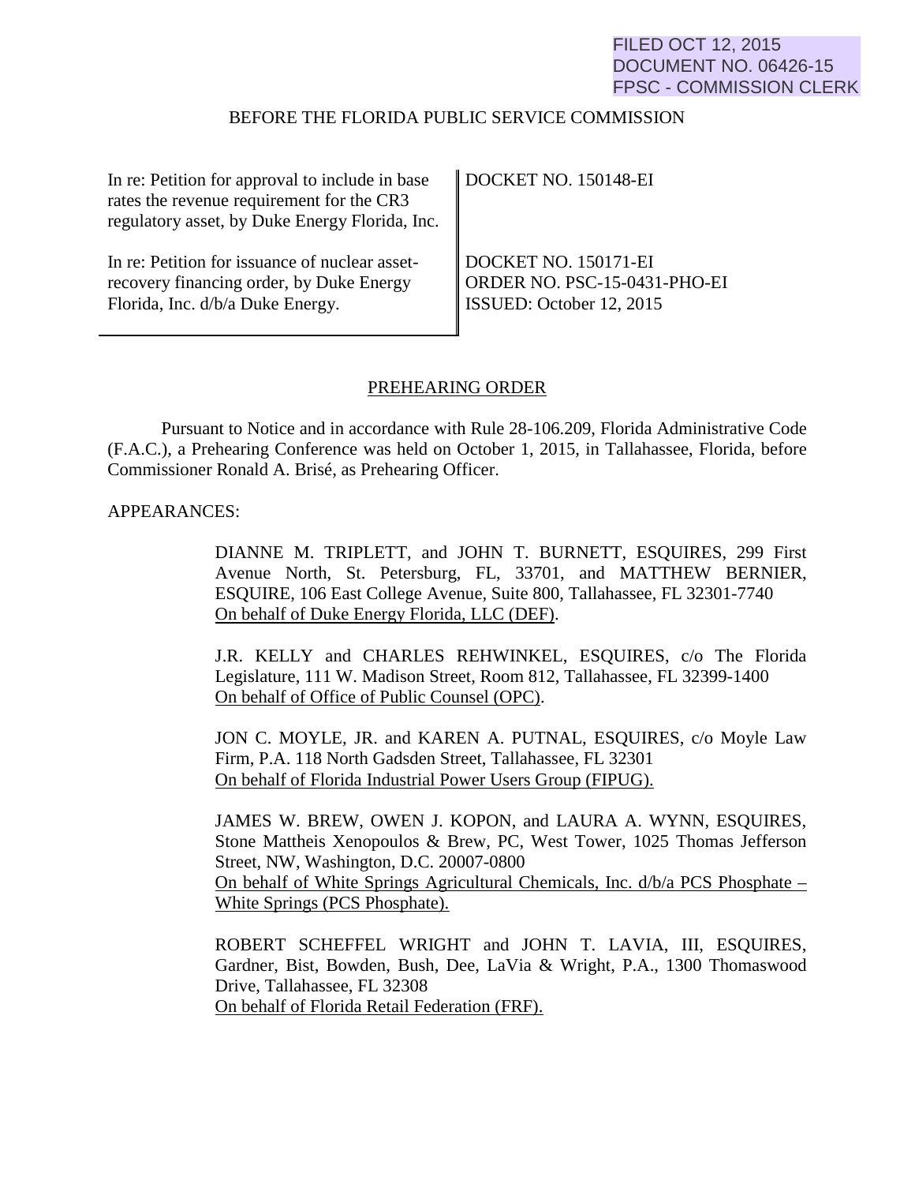FILED OCT 12, 2015
DOCUMENT NO. 06426-15
FPSC - COMMISSION CLERK

BEFORE THE FLORIDA PUBLIC SERVICE COMMISSION

| | |
|---|---|
| In re: Petition for approval to include in base rates the revenue requirement for the CR3 regulatory asset, by Duke Energy Florida, Inc. | DOCKET NO. 150148-EI |
| In re: Petition for issuance of nuclear asset-recovery financing order, by Duke Energy Florida, Inc. d/b/a Duke Energy. | DOCKET NO. 150171-EI<br>ORDER NO. PSC-15-0431-PHO-EI<br>ISSUED: October 12, 2015 |

PREHEARING ORDER

Pursuant to Notice and in accordance with Rule 28-106.209, Florida Administrative Code (F.A.C.), a Prehearing Conference was held on October 1, 2015, in Tallahassee, Florida, before Commissioner Ronald A. Brisé, as Prehearing Officer.

APPEARANCES:

DIANNE M. TRIPLETT, and JOHN T. BURNETT, ESQUIRES, 299 First Avenue North, St. Petersburg, FL, 33701, and MATTHEW BERNIER, ESQUIRE, 106 East College Avenue, Suite 800, Tallahassee, FL 32301-7740
On behalf of Duke Energy Florida, LLC (DEF).

J.R. KELLY and CHARLES REHWINKEL, ESQUIRES, c/o The Florida Legislature, 111 W. Madison Street, Room 812, Tallahassee, FL 32399-1400
On behalf of Office of Public Counsel (OPC).

JON C. MOYLE, JR. and KAREN A. PUTNAL, ESQUIRES, c/o Moyle Law Firm, P.A. 118 North Gadsden Street, Tallahassee, FL 32301
On behalf of Florida Industrial Power Users Group (FIPUG).

JAMES W. BREW, OWEN J. KOPON, and LAURA A. WYNN, ESQUIRES, Stone Mattheis Xenopoulos & Brew, PC, West Tower, 1025 Thomas Jefferson Street, NW, Washington, D.C. 20007-0800
On behalf of White Springs Agricultural Chemicals, Inc. d/b/a PCS Phosphate – White Springs (PCS Phosphate).

ROBERT SCHEFFEL WRIGHT and JOHN T. LAVIA, III, ESQUIRES, Gardner, Bist, Bowden, Bush, Dee, LaVia & Wright, P.A., 1300 Thomaswood Drive, Tallahassee, FL 32308
On behalf of Florida Retail Federation (FRF).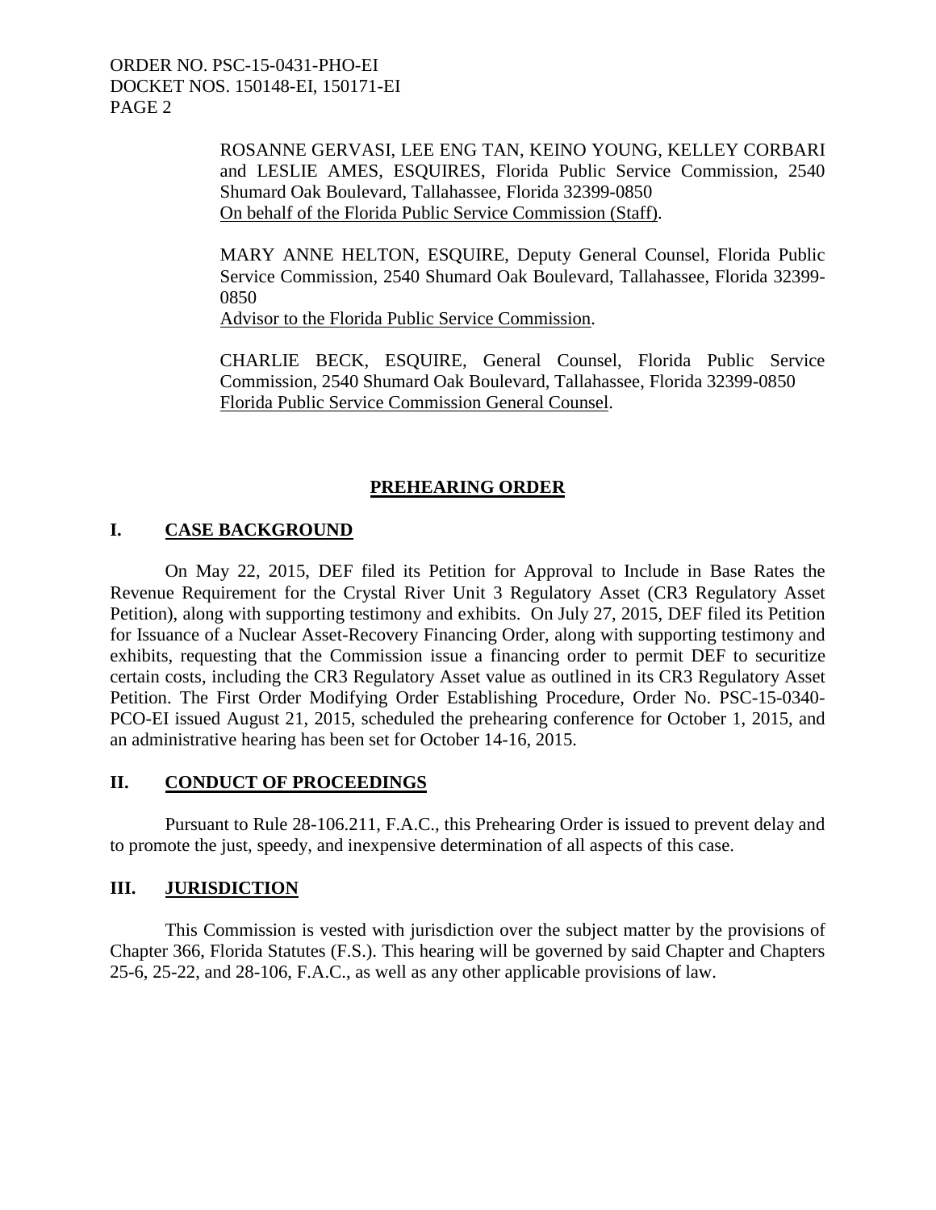ROSANNE GERVASI, LEE ENG TAN, KEINO YOUNG, KELLEY CORBARI and LESLIE AMES, ESQUIRES, Florida Public Service Commission, 2540 Shumard Oak Boulevard, Tallahassee, Florida 32399-0850
On behalf of the Florida Public Service Commission (Staff).

MARY ANNE HELTON, ESQUIRE, Deputy General Counsel, Florida Public Service Commission, 2540 Shumard Oak Boulevard, Tallahassee, Florida 32399-0850
Advisor to the Florida Public Service Commission.

CHARLIE BECK, ESQUIRE, General Counsel, Florida Public Service Commission, 2540 Shumard Oak Boulevard, Tallahassee, Florida 32399-0850
Florida Public Service Commission General Counsel.

## PREHEARING ORDER

## I. CASE BACKGROUND

On May 22, 2015, DEF filed its Petition for Approval to Include in Base Rates the Revenue Requirement for the Crystal River Unit 3 Regulatory Asset (CR3 Regulatory Asset Petition), along with supporting testimony and exhibits. On July 27, 2015, DEF filed its Petition for Issuance of a Nuclear Asset-Recovery Financing Order, along with supporting testimony and exhibits, requesting that the Commission issue a financing order to permit DEF to securitize certain costs, including the CR3 Regulatory Asset value as outlined in its CR3 Regulatory Asset Petition. The First Order Modifying Order Establishing Procedure, Order No. PSC-15-0340-PCO-EI issued August 21, 2015, scheduled the prehearing conference for October 1, 2015, and an administrative hearing has been set for October 14-16, 2015.

## II. CONDUCT OF PROCEEDINGS

Pursuant to Rule 28-106.211, F.A.C., this Prehearing Order is issued to prevent delay and to promote the just, speedy, and inexpensive determination of all aspects of this case.

## III. JURISDICTION

This Commission is vested with jurisdiction over the subject matter by the provisions of Chapter 366, Florida Statutes (F.S.). This hearing will be governed by said Chapter and Chapters 25-6, 25-22, and 28-106, F.A.C., as well as any other applicable provisions of law.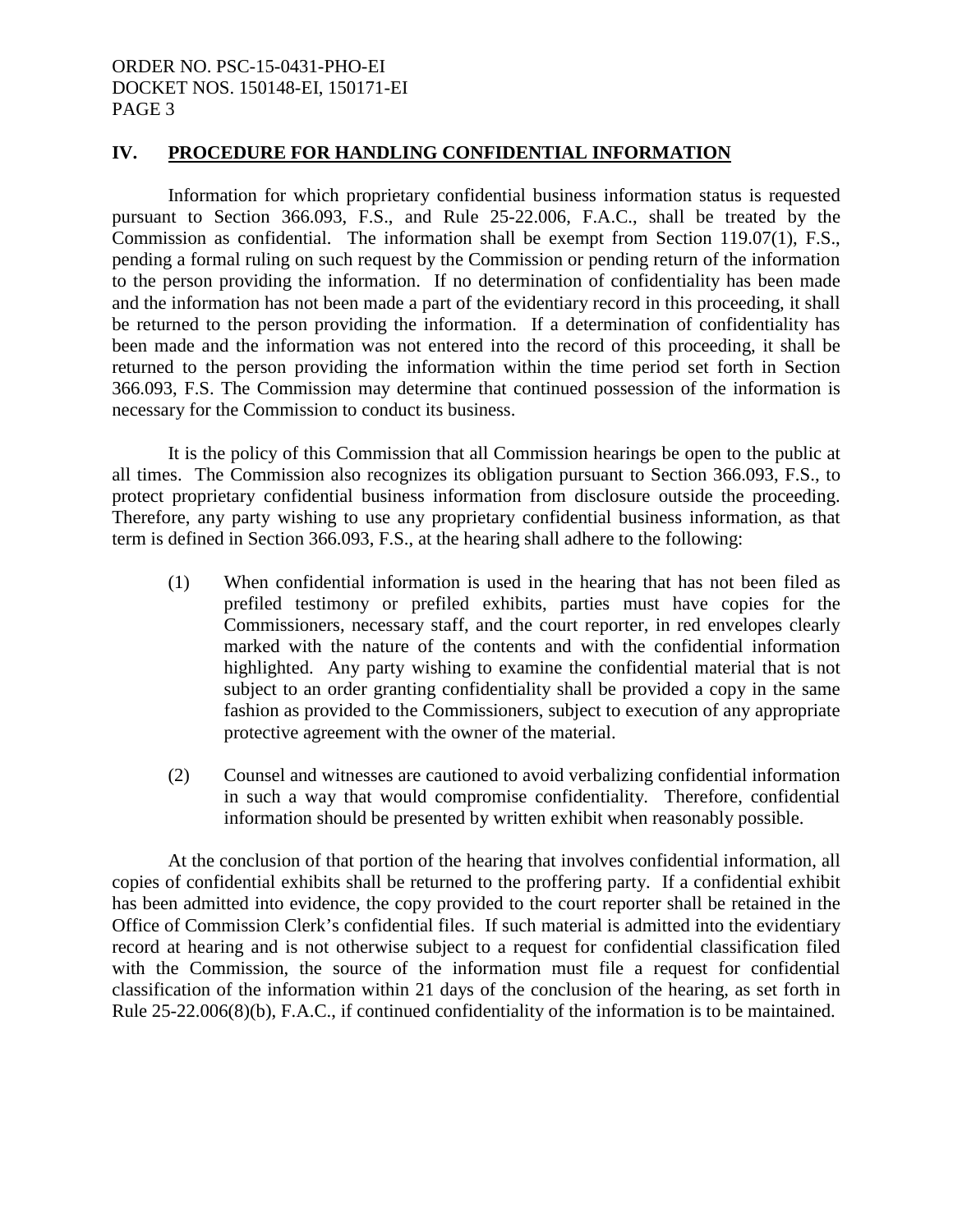## IV. PROCEDURE FOR HANDLING CONFIDENTIAL INFORMATION

Information for which proprietary confidential business information status is requested pursuant to Section 366.093, F.S., and Rule 25-22.006, F.A.C., shall be treated by the Commission as confidential. The information shall be exempt from Section 119.07(1), F.S., pending a formal ruling on such request by the Commission or pending return of the information to the person providing the information. If no determination of confidentiality has been made and the information has not been made a part of the evidentiary record in this proceeding, it shall be returned to the person providing the information. If a determination of confidentiality has been made and the information was not entered into the record of this proceeding, it shall be returned to the person providing the information within the time period set forth in Section 366.093, F.S. The Commission may determine that continued possession of the information is necessary for the Commission to conduct its business.

It is the policy of this Commission that all Commission hearings be open to the public at all times. The Commission also recognizes its obligation pursuant to Section 366.093, F.S., to protect proprietary confidential business information from disclosure outside the proceeding. Therefore, any party wishing to use any proprietary confidential business information, as that term is defined in Section 366.093, F.S., at the hearing shall adhere to the following:

(1) When confidential information is used in the hearing that has not been filed as prefiled testimony or prefiled exhibits, parties must have copies for the Commissioners, necessary staff, and the court reporter, in red envelopes clearly marked with the nature of the contents and with the confidential information highlighted. Any party wishing to examine the confidential material that is not subject to an order granting confidentiality shall be provided a copy in the same fashion as provided to the Commissioners, subject to execution of any appropriate protective agreement with the owner of the material.

(2) Counsel and witnesses are cautioned to avoid verbalizing confidential information in such a way that would compromise confidentiality. Therefore, confidential information should be presented by written exhibit when reasonably possible.

At the conclusion of that portion of the hearing that involves confidential information, all copies of confidential exhibits shall be returned to the proffering party. If a confidential exhibit has been admitted into evidence, the copy provided to the court reporter shall be retained in the Office of Commission Clerk's confidential files. If such material is admitted into the evidentiary record at hearing and is not otherwise subject to a request for confidential classification filed with the Commission, the source of the information must file a request for confidential classification of the information within 21 days of the conclusion of the hearing, as set forth in Rule 25-22.006(8)(b), F.A.C., if continued confidentiality of the information is to be maintained.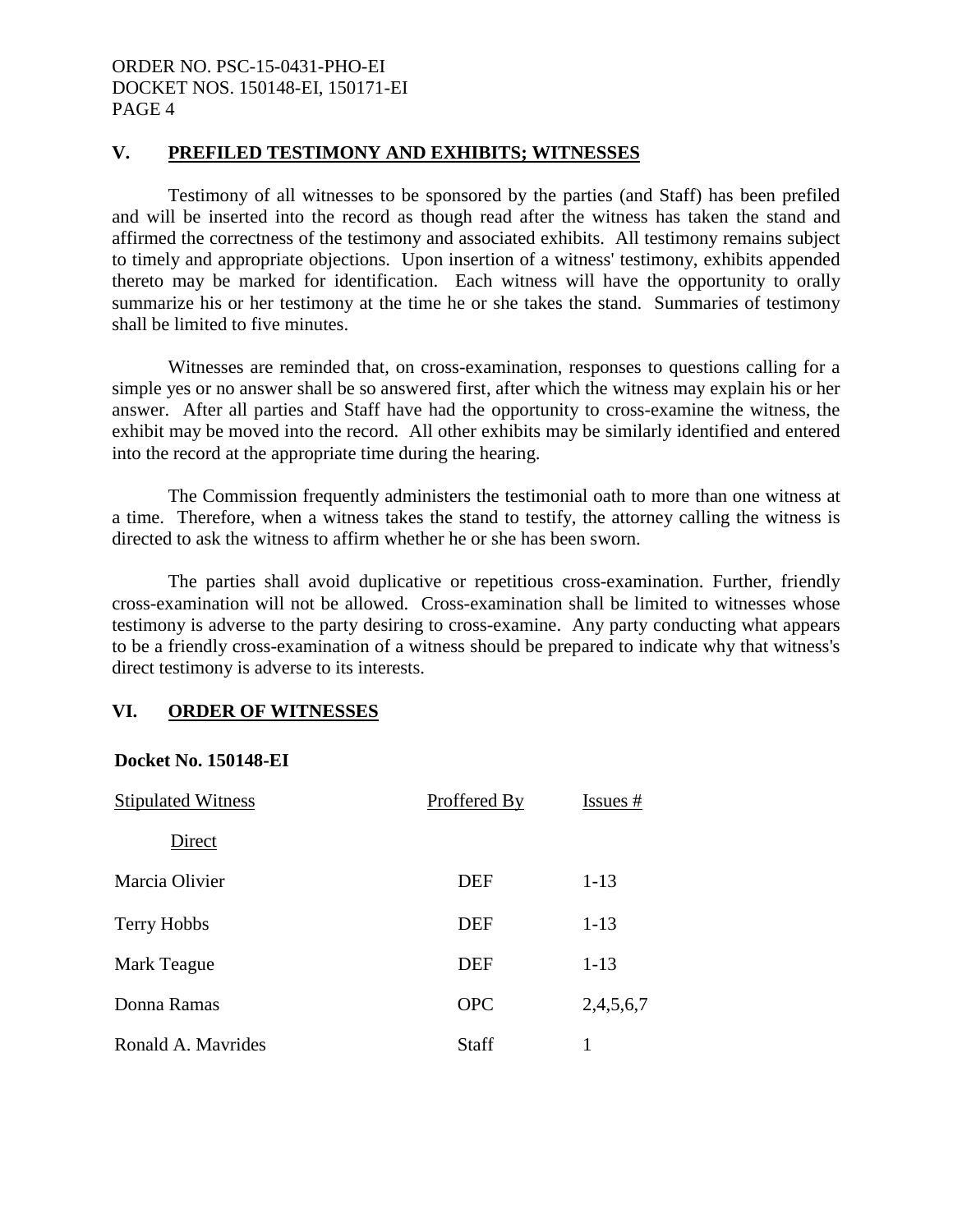## V. PREFILED TESTIMONY AND EXHIBITS; WITNESSES

Testimony of all witnesses to be sponsored by the parties (and Staff) has been prefiled and will be inserted into the record as though read after the witness has taken the stand and affirmed the correctness of the testimony and associated exhibits. All testimony remains subject to timely and appropriate objections. Upon insertion of a witness' testimony, exhibits appended thereto may be marked for identification. Each witness will have the opportunity to orally summarize his or her testimony at the time he or she takes the stand. Summaries of testimony shall be limited to five minutes.

Witnesses are reminded that, on cross-examination, responses to questions calling for a simple yes or no answer shall be so answered first, after which the witness may explain his or her answer. After all parties and Staff have had the opportunity to cross-examine the witness, the exhibit may be moved into the record. All other exhibits may be similarly identified and entered into the record at the appropriate time during the hearing.

The Commission frequently administers the testimonial oath to more than one witness at a time. Therefore, when a witness takes the stand to testify, the attorney calling the witness is directed to ask the witness to affirm whether he or she has been sworn.

The parties shall avoid duplicative or repetitious cross-examination. Further, friendly cross-examination will not be allowed. Cross-examination shall be limited to witnesses whose testimony is adverse to the party desiring to cross-examine. Any party conducting what appears to be a friendly cross-examination of a witness should be prepared to indicate why that witness's direct testimony is adverse to its interests.

## VI. ORDER OF WITNESSES

**Docket No. 150148-EI**

| Stipulated Witness | Proffered By | Issues # |
|---|---|---|
| Direct | | |
| Marcia Olivier | DEF | 1-13 |
| Terry Hobbs | DEF | 1-13 |
| Mark Teague | DEF | 1-13 |
| Donna Ramas | OPC | 2,4,5,6,7 |
| Ronald A. Mavrides | Staff | 1 |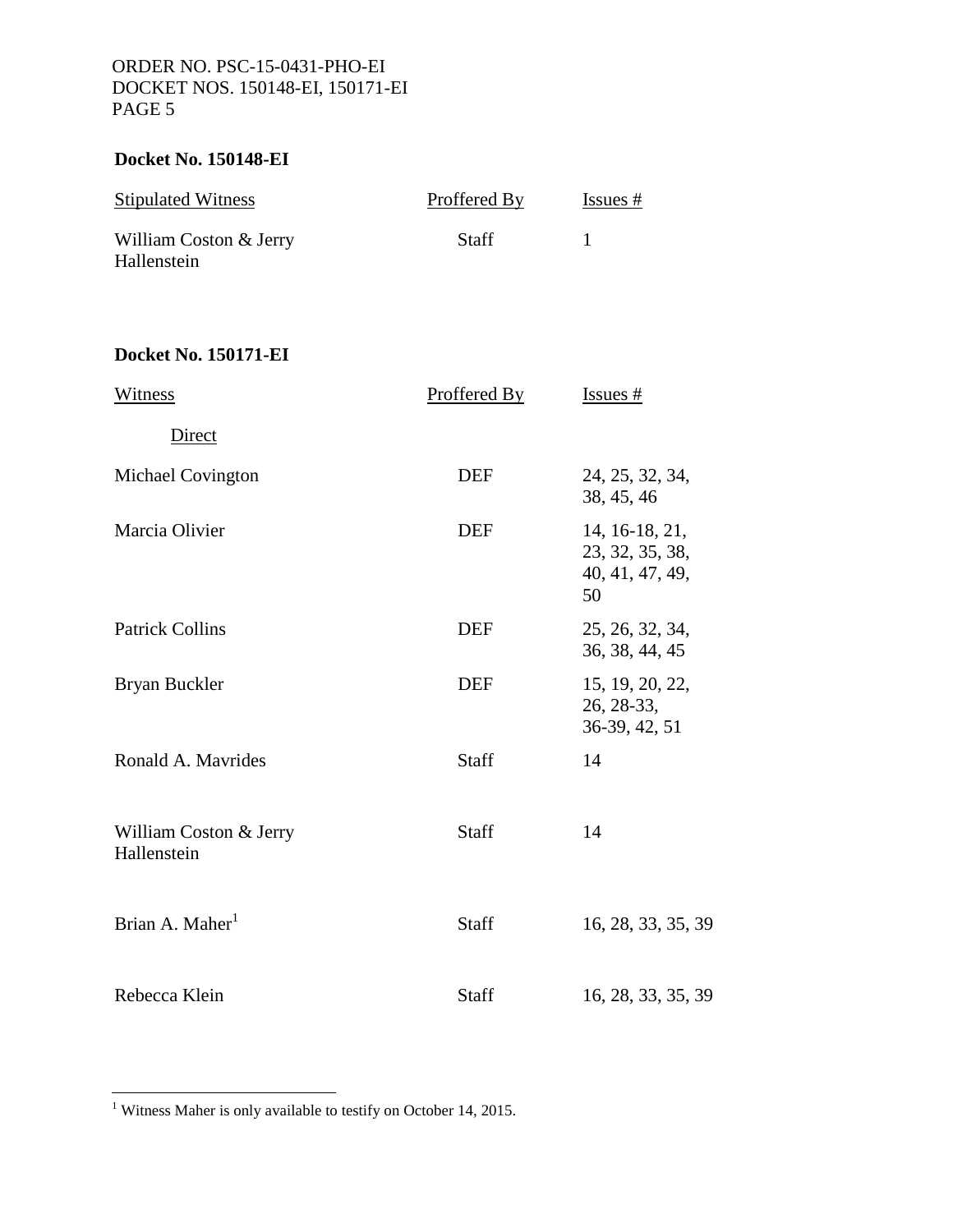**Docket No. 150148-EI**

| Stipulated Witness | Proffered By | Issues # |
|---|---|---|
| William Coston & Jerry Hallenstein | Staff | 1 |

**Docket No. 150171-EI**

| Witness | Proffered By | Issues # |
|---|---|---|
| Direct | | |
| Michael Covington | DEF | 24, 25, 32, 34, 38, 45, 46 |
| Marcia Olivier | DEF | 14, 16-18, 21, 23, 32, 35, 38, 40, 41, 47, 49, 50 |
| Patrick Collins | DEF | 25, 26, 32, 34, 36, 38, 44, 45 |
| Bryan Buckler | DEF | 15, 19, 20, 22, 26, 28-33, 36-39, 42, 51 |
| Ronald A. Mavrides | Staff | 14 |
| William Coston & Jerry Hallenstein | Staff | 14 |
| Brian A. Maher[1] | Staff | 16, 28, 33, 35, 39 |
| Rebecca Klein | Staff | 16, 28, 33, 35, 39 |

[1] Witness Maher is only available to testify on October 14, 2015.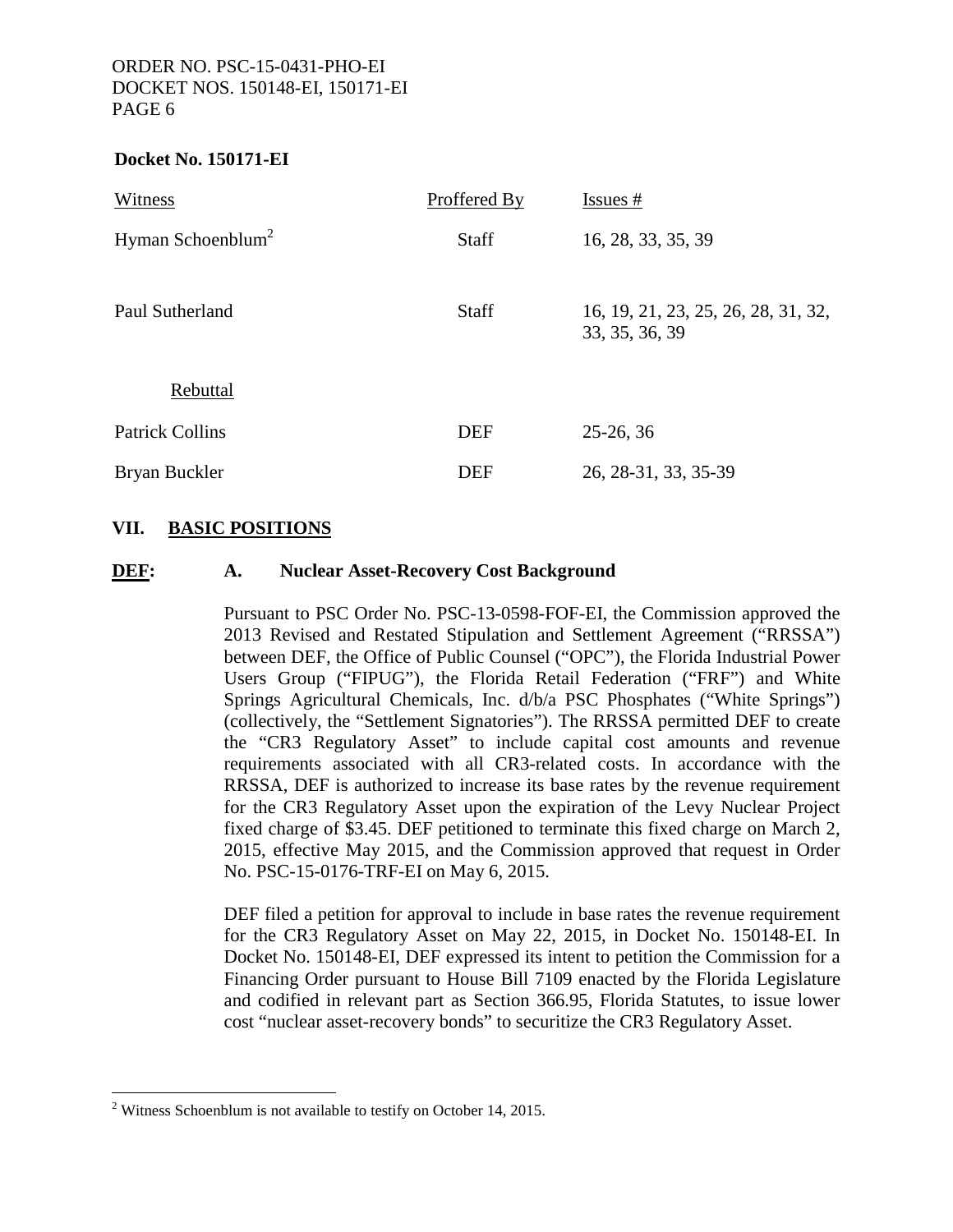**Docket No. 150171-EI**

| Witness | Proffered By | Issues # |
|---|---|---|
| Hyman Schoenblum[2] | Staff | 16, 28, 33, 35, 39 |
| Paul Sutherland | Staff | 16, 19, 21, 23, 25, 26, 28, 31, 32, 33, 35, 36, 39 |
| Rebuttal | | |
| Patrick Collins | DEF | 25-26, 36 |
| Bryan Buckler | DEF | 26, 28-31, 33, 35-39 |

## VII. BASIC POSITIONS

**DEF: A. Nuclear Asset-Recovery Cost Background**

Pursuant to PSC Order No. PSC-13-0598-FOF-EI, the Commission approved the 2013 Revised and Restated Stipulation and Settlement Agreement ("RRSSA") between DEF, the Office of Public Counsel ("OPC"), the Florida Industrial Power Users Group ("FIPUG"), the Florida Retail Federation ("FRF") and White Springs Agricultural Chemicals, Inc. d/b/a PSC Phosphates ("White Springs") (collectively, the "Settlement Signatories"). The RRSSA permitted DEF to create the "CR3 Regulatory Asset" to include capital cost amounts and revenue requirements associated with all CR3-related costs. In accordance with the RRSSA, DEF is authorized to increase its base rates by the revenue requirement for the CR3 Regulatory Asset upon the expiration of the Levy Nuclear Project fixed charge of $3.45. DEF petitioned to terminate this fixed charge on March 2, 2015, effective May 2015, and the Commission approved that request in Order No. PSC-15-0176-TRF-EI on May 6, 2015.

DEF filed a petition for approval to include in base rates the revenue requirement for the CR3 Regulatory Asset on May 22, 2015, in Docket No. 150148-EI. In Docket No. 150148-EI, DEF expressed its intent to petition the Commission for a Financing Order pursuant to House Bill 7109 enacted by the Florida Legislature and codified in relevant part as Section 366.95, Florida Statutes, to issue lower cost "nuclear asset-recovery bonds" to securitize the CR3 Regulatory Asset.

[2] Witness Schoenblum is not available to testify on October 14, 2015.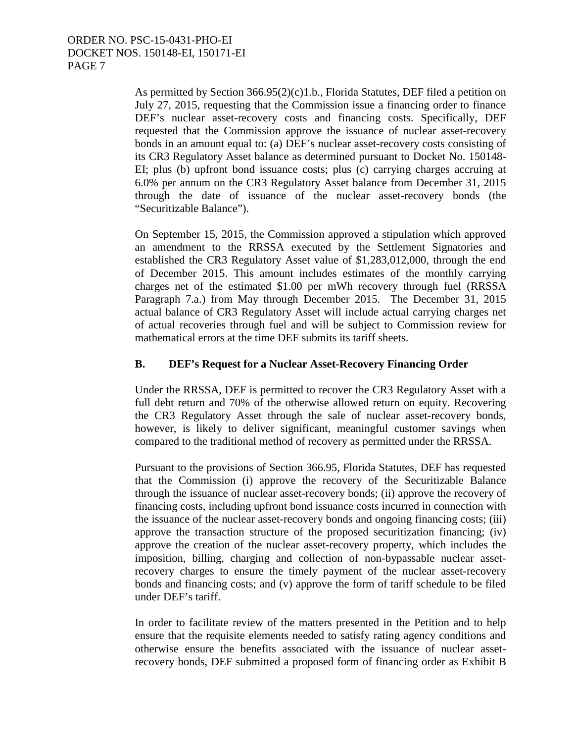As permitted by Section 366.95(2)(c)1.b., Florida Statutes, DEF filed a petition on July 27, 2015, requesting that the Commission issue a financing order to finance DEF's nuclear asset-recovery costs and financing costs. Specifically, DEF requested that the Commission approve the issuance of nuclear asset-recovery bonds in an amount equal to: (a) DEF's nuclear asset-recovery costs consisting of its CR3 Regulatory Asset balance as determined pursuant to Docket No. 150148-EI; plus (b) upfront bond issuance costs; plus (c) carrying charges accruing at 6.0% per annum on the CR3 Regulatory Asset balance from December 31, 2015 through the date of issuance of the nuclear asset-recovery bonds (the "Securitizable Balance").

On September 15, 2015, the Commission approved a stipulation which approved an amendment to the RRSSA executed by the Settlement Signatories and established the CR3 Regulatory Asset value of $1,283,012,000, through the end of December 2015. This amount includes estimates of the monthly carrying charges net of the estimated $1.00 per mWh recovery through fuel (RRSSA Paragraph 7.a.) from May through December 2015. The December 31, 2015 actual balance of CR3 Regulatory Asset will include actual carrying charges net of actual recoveries through fuel and will be subject to Commission review for mathematical errors at the time DEF submits its tariff sheets.

### B. DEF's Request for a Nuclear Asset-Recovery Financing Order

Under the RRSSA, DEF is permitted to recover the CR3 Regulatory Asset with a full debt return and 70% of the otherwise allowed return on equity. Recovering the CR3 Regulatory Asset through the sale of nuclear asset-recovery bonds, however, is likely to deliver significant, meaningful customer savings when compared to the traditional method of recovery as permitted under the RRSSA.

Pursuant to the provisions of Section 366.95, Florida Statutes, DEF has requested that the Commission (i) approve the recovery of the Securitizable Balance through the issuance of nuclear asset-recovery bonds; (ii) approve the recovery of financing costs, including upfront bond issuance costs incurred in connection with the issuance of the nuclear asset-recovery bonds and ongoing financing costs; (iii) approve the transaction structure of the proposed securitization financing; (iv) approve the creation of the nuclear asset-recovery property, which includes the imposition, billing, charging and collection of non-bypassable nuclear asset-recovery charges to ensure the timely payment of the nuclear asset-recovery bonds and financing costs; and (v) approve the form of tariff schedule to be filed under DEF's tariff.

In order to facilitate review of the matters presented in the Petition and to help ensure that the requisite elements needed to satisfy rating agency conditions and otherwise ensure the benefits associated with the issuance of nuclear asset-recovery bonds, DEF submitted a proposed form of financing order as Exhibit B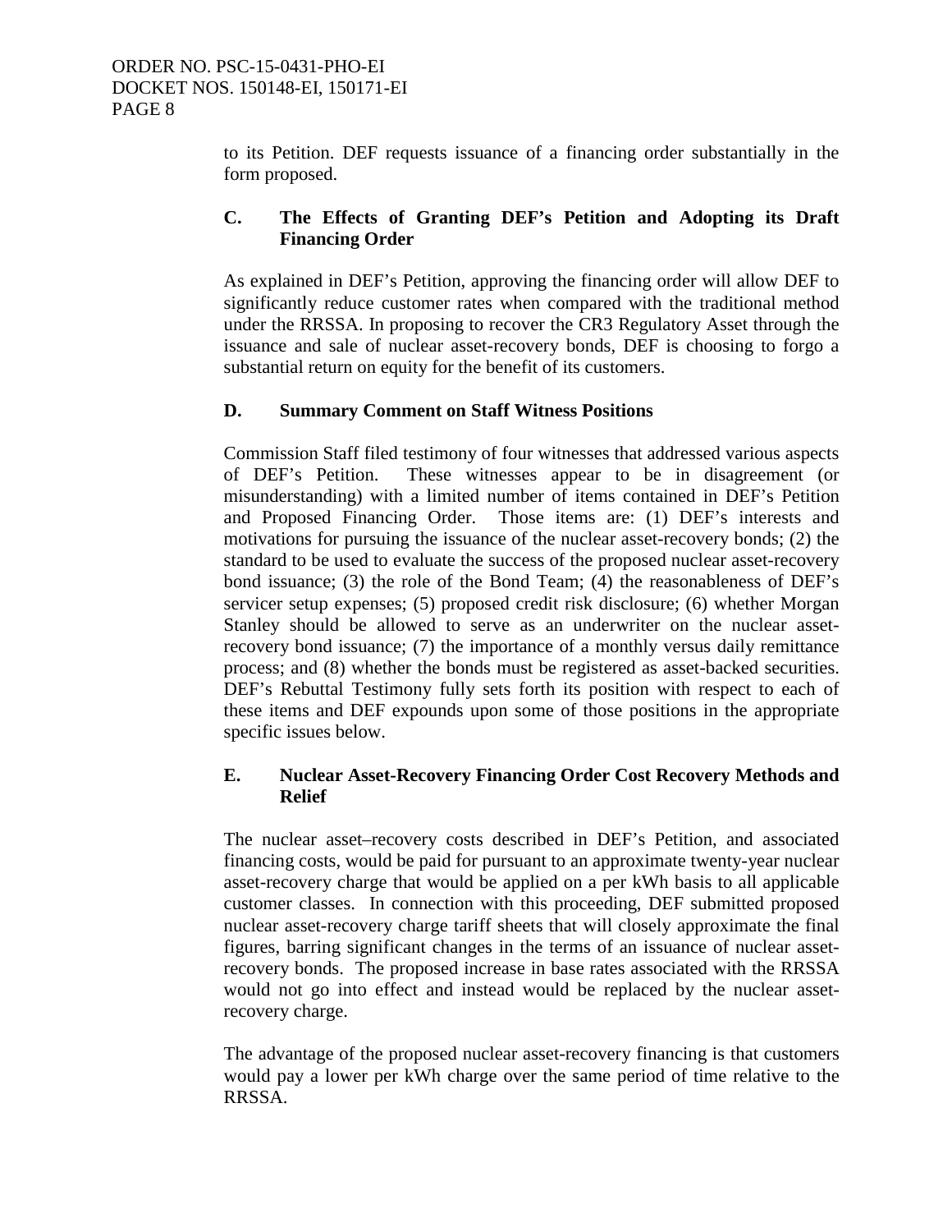to its Petition. DEF requests issuance of a financing order substantially in the form proposed.

### C. The Effects of Granting DEF's Petition and Adopting its Draft Financing Order

As explained in DEF's Petition, approving the financing order will allow DEF to significantly reduce customer rates when compared with the traditional method under the RRSSA. In proposing to recover the CR3 Regulatory Asset through the issuance and sale of nuclear asset-recovery bonds, DEF is choosing to forgo a substantial return on equity for the benefit of its customers.

### D. Summary Comment on Staff Witness Positions

Commission Staff filed testimony of four witnesses that addressed various aspects of DEF's Petition. These witnesses appear to be in disagreement (or misunderstanding) with a limited number of items contained in DEF's Petition and Proposed Financing Order. Those items are: (1) DEF's interests and motivations for pursuing the issuance of the nuclear asset-recovery bonds; (2) the standard to be used to evaluate the success of the proposed nuclear asset-recovery bond issuance; (3) the role of the Bond Team; (4) the reasonableness of DEF's servicer setup expenses; (5) proposed credit risk disclosure; (6) whether Morgan Stanley should be allowed to serve as an underwriter on the nuclear asset-recovery bond issuance; (7) the importance of a monthly versus daily remittance process; and (8) whether the bonds must be registered as asset-backed securities. DEF's Rebuttal Testimony fully sets forth its position with respect to each of these items and DEF expounds upon some of those positions in the appropriate specific issues below.

### E. Nuclear Asset-Recovery Financing Order Cost Recovery Methods and Relief

The nuclear asset–recovery costs described in DEF's Petition, and associated financing costs, would be paid for pursuant to an approximate twenty-year nuclear asset-recovery charge that would be applied on a per kWh basis to all applicable customer classes. In connection with this proceeding, DEF submitted proposed nuclear asset-recovery charge tariff sheets that will closely approximate the final figures, barring significant changes in the terms of an issuance of nuclear asset-recovery bonds. The proposed increase in base rates associated with the RRSSA would not go into effect and instead would be replaced by the nuclear asset-recovery charge.

The advantage of the proposed nuclear asset-recovery financing is that customers would pay a lower per kWh charge over the same period of time relative to the RRSSA.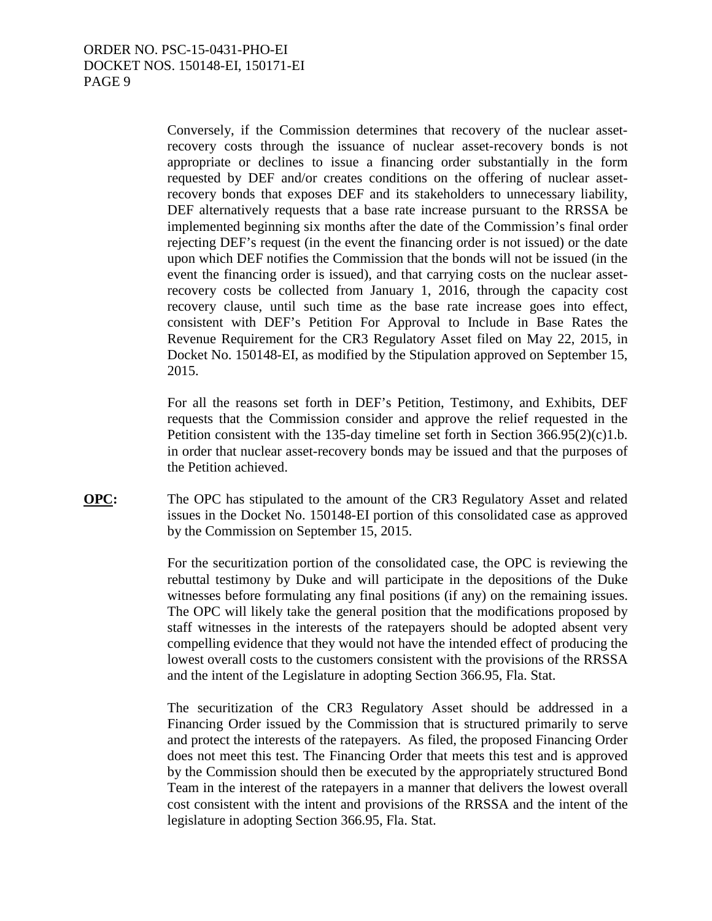Conversely, if the Commission determines that recovery of the nuclear asset-recovery costs through the issuance of nuclear asset-recovery bonds is not appropriate or declines to issue a financing order substantially in the form requested by DEF and/or creates conditions on the offering of nuclear asset-recovery bonds that exposes DEF and its stakeholders to unnecessary liability, DEF alternatively requests that a base rate increase pursuant to the RRSSA be implemented beginning six months after the date of the Commission's final order rejecting DEF's request (in the event the financing order is not issued) or the date upon which DEF notifies the Commission that the bonds will not be issued (in the event the financing order is issued), and that carrying costs on the nuclear asset-recovery costs be collected from January 1, 2016, through the capacity cost recovery clause, until such time as the base rate increase goes into effect, consistent with DEF's Petition For Approval to Include in Base Rates the Revenue Requirement for the CR3 Regulatory Asset filed on May 22, 2015, in Docket No. 150148-EI, as modified by the Stipulation approved on September 15, 2015.

For all the reasons set forth in DEF's Petition, Testimony, and Exhibits, DEF requests that the Commission consider and approve the relief requested in the Petition consistent with the 135-day timeline set forth in Section 366.95(2)(c)1.b. in order that nuclear asset-recovery bonds may be issued and that the purposes of the Petition achieved.

**OPC:** The OPC has stipulated to the amount of the CR3 Regulatory Asset and related issues in the Docket No. 150148-EI portion of this consolidated case as approved by the Commission on September 15, 2015.

For the securitization portion of the consolidated case, the OPC is reviewing the rebuttal testimony by Duke and will participate in the depositions of the Duke witnesses before formulating any final positions (if any) on the remaining issues. The OPC will likely take the general position that the modifications proposed by staff witnesses in the interests of the ratepayers should be adopted absent very compelling evidence that they would not have the intended effect of producing the lowest overall costs to the customers consistent with the provisions of the RRSSA and the intent of the Legislature in adopting Section 366.95, Fla. Stat.

The securitization of the CR3 Regulatory Asset should be addressed in a Financing Order issued by the Commission that is structured primarily to serve and protect the interests of the ratepayers. As filed, the proposed Financing Order does not meet this test. The Financing Order that meets this test and is approved by the Commission should then be executed by the appropriately structured Bond Team in the interest of the ratepayers in a manner that delivers the lowest overall cost consistent with the intent and provisions of the RRSSA and the intent of the legislature in adopting Section 366.95, Fla. Stat.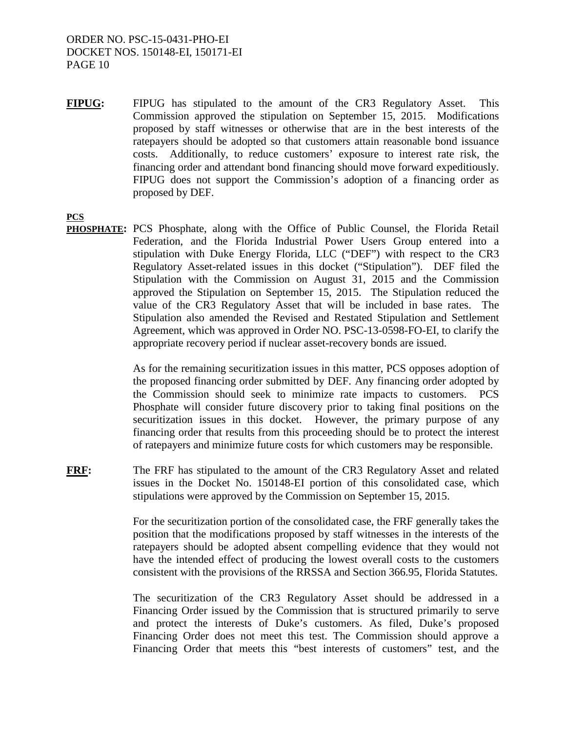**FIPUG:** FIPUG has stipulated to the amount of the CR3 Regulatory Asset. This Commission approved the stipulation on September 15, 2015. Modifications proposed by staff witnesses or otherwise that are in the best interests of the ratepayers should be adopted so that customers attain reasonable bond issuance costs. Additionally, to reduce customers' exposure to interest rate risk, the financing order and attendant bond financing should move forward expeditiously. FIPUG does not support the Commission's adoption of a financing order as proposed by DEF.

**PCS PHOSPHATE:** PCS Phosphate, along with the Office of Public Counsel, the Florida Retail Federation, and the Florida Industrial Power Users Group entered into a stipulation with Duke Energy Florida, LLC ("DEF") with respect to the CR3 Regulatory Asset-related issues in this docket ("Stipulation"). DEF filed the Stipulation with the Commission on August 31, 2015 and the Commission approved the Stipulation on September 15, 2015. The Stipulation reduced the value of the CR3 Regulatory Asset that will be included in base rates. The Stipulation also amended the Revised and Restated Stipulation and Settlement Agreement, which was approved in Order NO. PSC-13-0598-FO-EI, to clarify the appropriate recovery period if nuclear asset-recovery bonds are issued.

As for the remaining securitization issues in this matter, PCS opposes adoption of the proposed financing order submitted by DEF. Any financing order adopted by the Commission should seek to minimize rate impacts to customers. PCS Phosphate will consider future discovery prior to taking final positions on the securitization issues in this docket. However, the primary purpose of any financing order that results from this proceeding should be to protect the interest of ratepayers and minimize future costs for which customers may be responsible.

**FRF:** The FRF has stipulated to the amount of the CR3 Regulatory Asset and related issues in the Docket No. 150148-EI portion of this consolidated case, which stipulations were approved by the Commission on September 15, 2015.

For the securitization portion of the consolidated case, the FRF generally takes the position that the modifications proposed by staff witnesses in the interests of the ratepayers should be adopted absent compelling evidence that they would not have the intended effect of producing the lowest overall costs to the customers consistent with the provisions of the RRSSA and Section 366.95, Florida Statutes.

The securitization of the CR3 Regulatory Asset should be addressed in a Financing Order issued by the Commission that is structured primarily to serve and protect the interests of Duke's customers. As filed, Duke's proposed Financing Order does not meet this test. The Commission should approve a Financing Order that meets this "best interests of customers" test, and the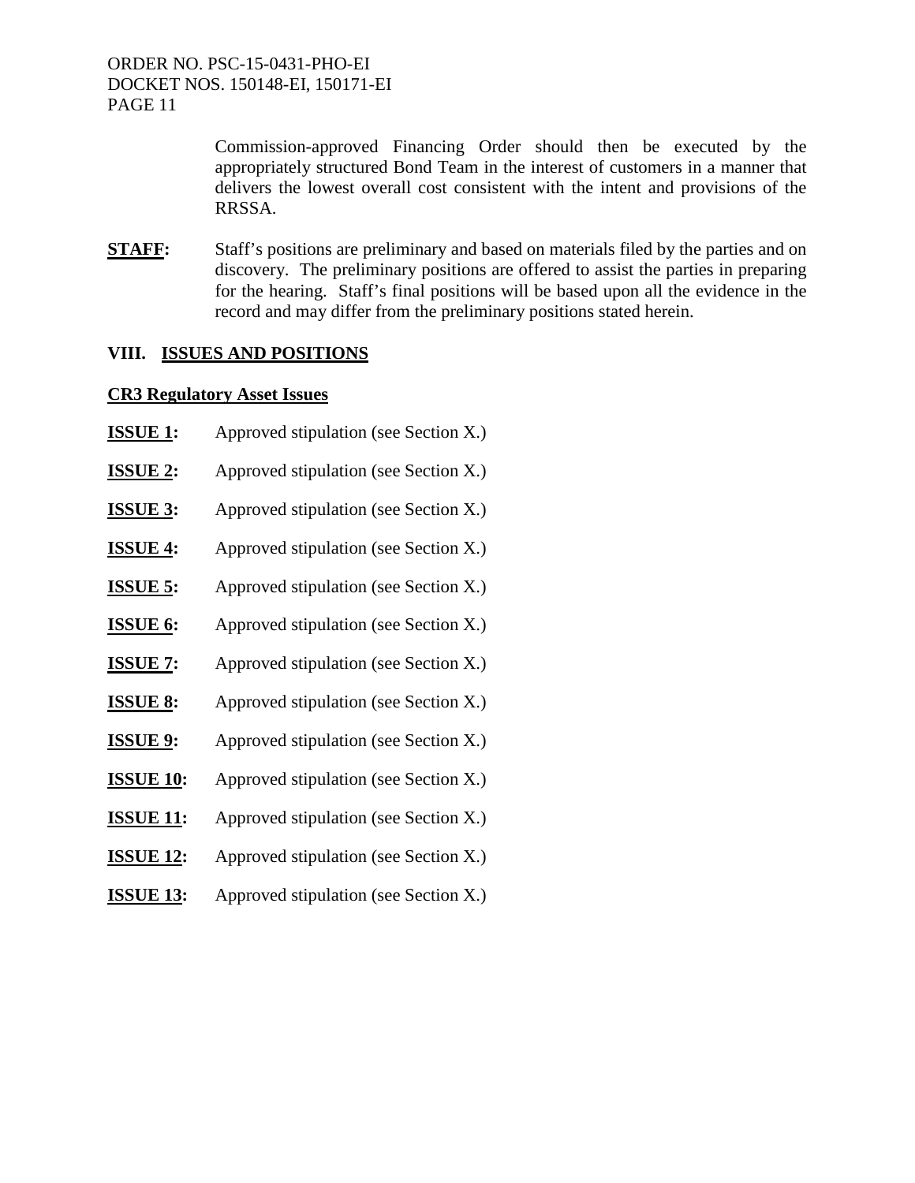Commission-approved Financing Order should then be executed by the appropriately structured Bond Team in the interest of customers in a manner that delivers the lowest overall cost consistent with the intent and provisions of the RRSSA.

**STAFF:** Staff's positions are preliminary and based on materials filed by the parties and on discovery. The preliminary positions are offered to assist the parties in preparing for the hearing. Staff's final positions will be based upon all the evidence in the record and may differ from the preliminary positions stated herein.

## VIII. ISSUES AND POSITIONS

### CR3 Regulatory Asset Issues

**ISSUE 1:** Approved stipulation (see Section X.)

**ISSUE 2:** Approved stipulation (see Section X.)

**ISSUE 3:** Approved stipulation (see Section X.)

**ISSUE 4:** Approved stipulation (see Section X.)

**ISSUE 5:** Approved stipulation (see Section X.)

**ISSUE 6:** Approved stipulation (see Section X.)

**ISSUE 7:** Approved stipulation (see Section X.)

**ISSUE 8:** Approved stipulation (see Section X.)

**ISSUE 9:** Approved stipulation (see Section X.)

**ISSUE 10:** Approved stipulation (see Section X.)

**ISSUE 11:** Approved stipulation (see Section X.)

**ISSUE 12:** Approved stipulation (see Section X.)

**ISSUE 13:** Approved stipulation (see Section X.)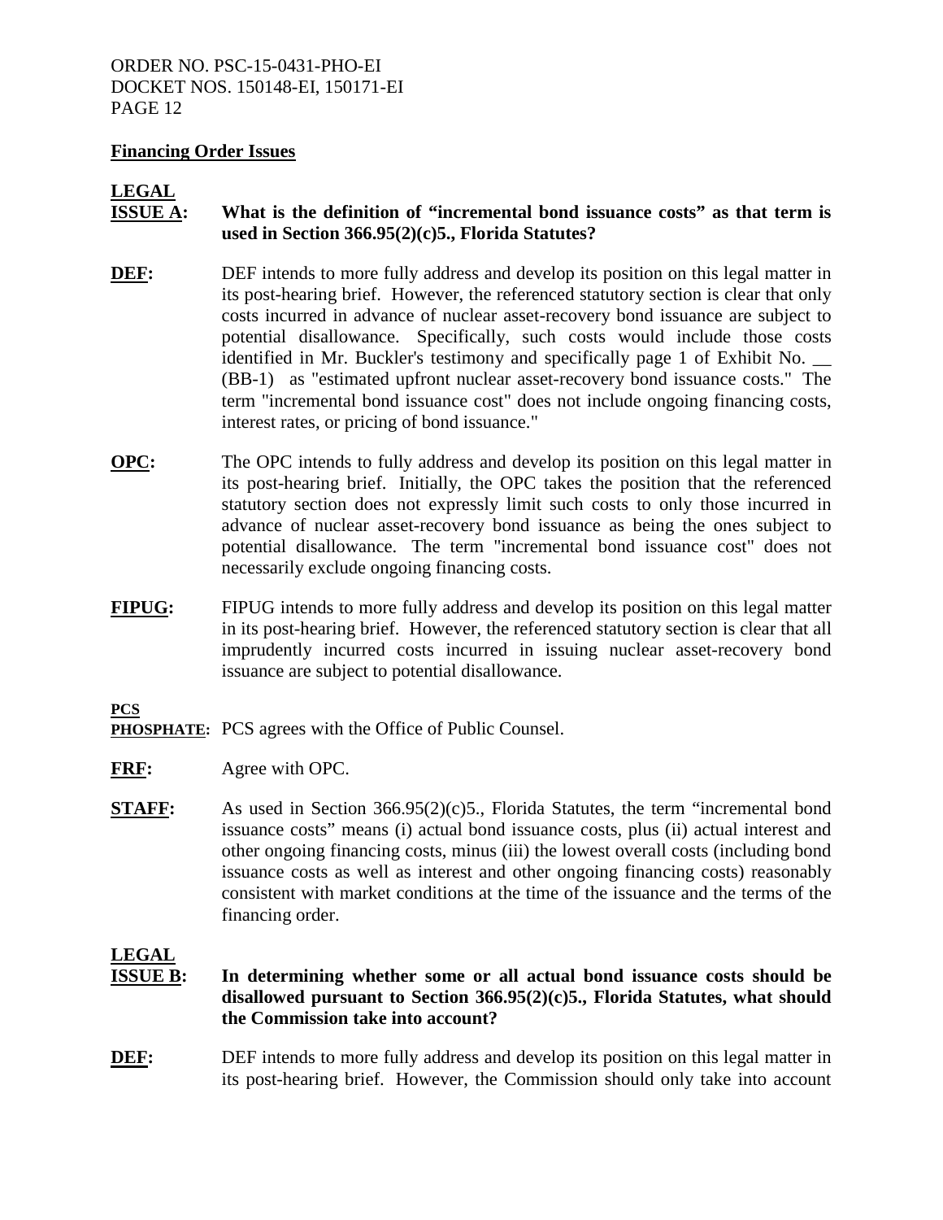## Financing Order Issues

**LEGAL ISSUE A: What is the definition of "incremental bond issuance costs" as that term is used in Section 366.95(2)(c)5., Florida Statutes?**

**DEF:** DEF intends to more fully address and develop its position on this legal matter in its post-hearing brief. However, the referenced statutory section is clear that only costs incurred in advance of nuclear asset-recovery bond issuance are subject to potential disallowance. Specifically, such costs would include those costs identified in Mr. Buckler's testimony and specifically page 1 of Exhibit No. __ (BB-1) as "estimated upfront nuclear asset-recovery bond issuance costs." The term "incremental bond issuance cost" does not include ongoing financing costs, interest rates, or pricing of bond issuance."

**OPC:** The OPC intends to fully address and develop its position on this legal matter in its post-hearing brief. Initially, the OPC takes the position that the referenced statutory section does not expressly limit such costs to only those incurred in advance of nuclear asset-recovery bond issuance as being the ones subject to potential disallowance. The term "incremental bond issuance cost" does not necessarily exclude ongoing financing costs.

**FIPUG:** FIPUG intends to more fully address and develop its position on this legal matter in its post-hearing brief. However, the referenced statutory section is clear that all imprudently incurred costs incurred in issuing nuclear asset-recovery bond issuance are subject to potential disallowance.

**PCS PHOSPHATE:** PCS agrees with the Office of Public Counsel.

**FRF:** Agree with OPC.

**STAFF:** As used in Section 366.95(2)(c)5., Florida Statutes, the term "incremental bond issuance costs" means (i) actual bond issuance costs, plus (ii) actual interest and other ongoing financing costs, minus (iii) the lowest overall costs (including bond issuance costs as well as interest and other ongoing financing costs) reasonably consistent with market conditions at the time of the issuance and the terms of the financing order.

**LEGAL ISSUE B: In determining whether some or all actual bond issuance costs should be disallowed pursuant to Section 366.95(2)(c)5., Florida Statutes, what should the Commission take into account?**

**DEF:** DEF intends to more fully address and develop its position on this legal matter in its post-hearing brief. However, the Commission should only take into account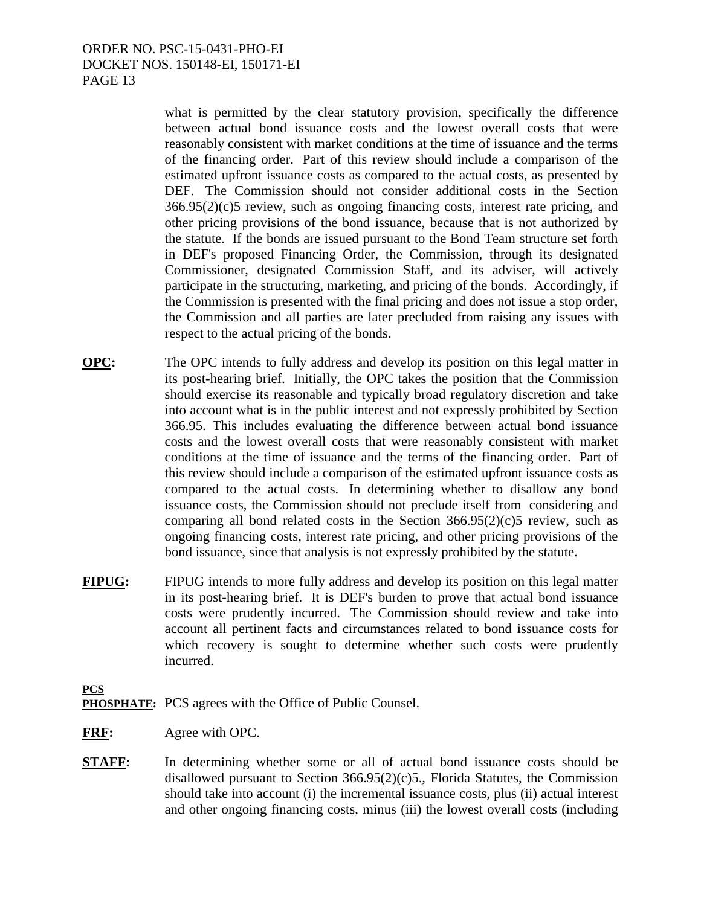what is permitted by the clear statutory provision, specifically the difference between actual bond issuance costs and the lowest overall costs that were reasonably consistent with market conditions at the time of issuance and the terms of the financing order. Part of this review should include a comparison of the estimated upfront issuance costs as compared to the actual costs, as presented by DEF. The Commission should not consider additional costs in the Section 366.95(2)(c)5 review, such as ongoing financing costs, interest rate pricing, and other pricing provisions of the bond issuance, because that is not authorized by the statute. If the bonds are issued pursuant to the Bond Team structure set forth in DEF's proposed Financing Order, the Commission, through its designated Commissioner, designated Commission Staff, and its adviser, will actively participate in the structuring, marketing, and pricing of the bonds. Accordingly, if the Commission is presented with the final pricing and does not issue a stop order, the Commission and all parties are later precluded from raising any issues with respect to the actual pricing of the bonds.

**OPC:** The OPC intends to fully address and develop its position on this legal matter in its post-hearing brief. Initially, the OPC takes the position that the Commission should exercise its reasonable and typically broad regulatory discretion and take into account what is in the public interest and not expressly prohibited by Section 366.95. This includes evaluating the difference between actual bond issuance costs and the lowest overall costs that were reasonably consistent with market conditions at the time of issuance and the terms of the financing order. Part of this review should include a comparison of the estimated upfront issuance costs as compared to the actual costs. In determining whether to disallow any bond issuance costs, the Commission should not preclude itself from considering and comparing all bond related costs in the Section 366.95(2)(c)5 review, such as ongoing financing costs, interest rate pricing, and other pricing provisions of the bond issuance, since that analysis is not expressly prohibited by the statute.

**FIPUG:** FIPUG intends to more fully address and develop its position on this legal matter in its post-hearing brief. It is DEF's burden to prove that actual bond issuance costs were prudently incurred. The Commission should review and take into account all pertinent facts and circumstances related to bond issuance costs for which recovery is sought to determine whether such costs were prudently incurred.

**PCS PHOSPHATE:** PCS agrees with the Office of Public Counsel.

**FRF:** Agree with OPC.

**STAFF:** In determining whether some or all of actual bond issuance costs should be disallowed pursuant to Section 366.95(2)(c)5., Florida Statutes, the Commission should take into account (i) the incremental issuance costs, plus (ii) actual interest and other ongoing financing costs, minus (iii) the lowest overall costs (including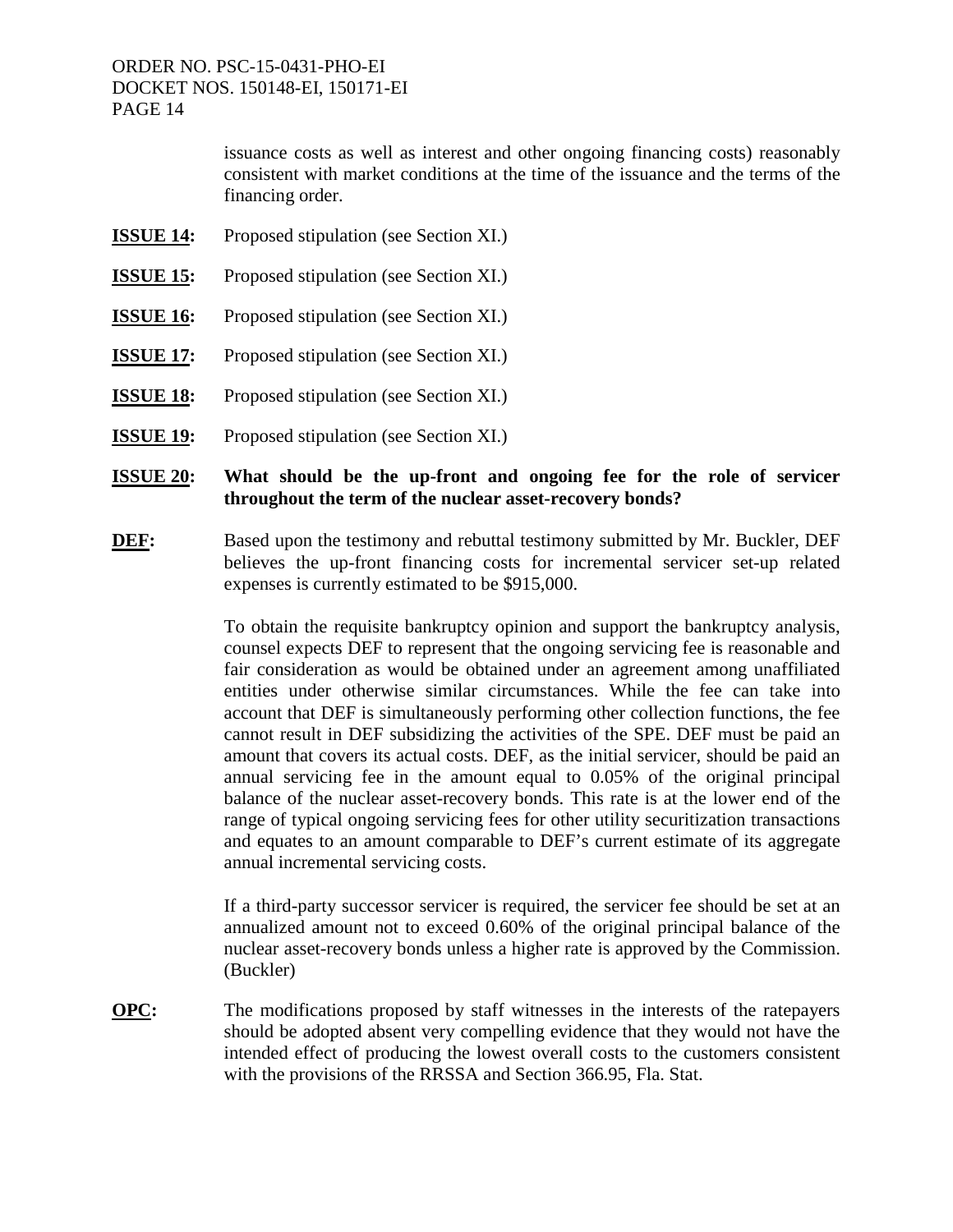issuance costs as well as interest and other ongoing financing costs) reasonably consistent with market conditions at the time of the issuance and the terms of the financing order.

**ISSUE 14:** Proposed stipulation (see Section XI.)

**ISSUE 15:** Proposed stipulation (see Section XI.)

**ISSUE 16:** Proposed stipulation (see Section XI.)

**ISSUE 17:** Proposed stipulation (see Section XI.)

**ISSUE 18:** Proposed stipulation (see Section XI.)

**ISSUE 19:** Proposed stipulation (see Section XI.)

**ISSUE 20: What should be the up-front and ongoing fee for the role of servicer throughout the term of the nuclear asset-recovery bonds?**

**DEF:** Based upon the testimony and rebuttal testimony submitted by Mr. Buckler, DEF believes the up-front financing costs for incremental servicer set-up related expenses is currently estimated to be $915,000.

To obtain the requisite bankruptcy opinion and support the bankruptcy analysis, counsel expects DEF to represent that the ongoing servicing fee is reasonable and fair consideration as would be obtained under an agreement among unaffiliated entities under otherwise similar circumstances. While the fee can take into account that DEF is simultaneously performing other collection functions, the fee cannot result in DEF subsidizing the activities of the SPE. DEF must be paid an amount that covers its actual costs. DEF, as the initial servicer, should be paid an annual servicing fee in the amount equal to 0.05% of the original principal balance of the nuclear asset-recovery bonds. This rate is at the lower end of the range of typical ongoing servicing fees for other utility securitization transactions and equates to an amount comparable to DEF's current estimate of its aggregate annual incremental servicing costs.

If a third-party successor servicer is required, the servicer fee should be set at an annualized amount not to exceed 0.60% of the original principal balance of the nuclear asset-recovery bonds unless a higher rate is approved by the Commission. (Buckler)

**OPC:** The modifications proposed by staff witnesses in the interests of the ratepayers should be adopted absent very compelling evidence that they would not have the intended effect of producing the lowest overall costs to the customers consistent with the provisions of the RRSSA and Section 366.95, Fla. Stat.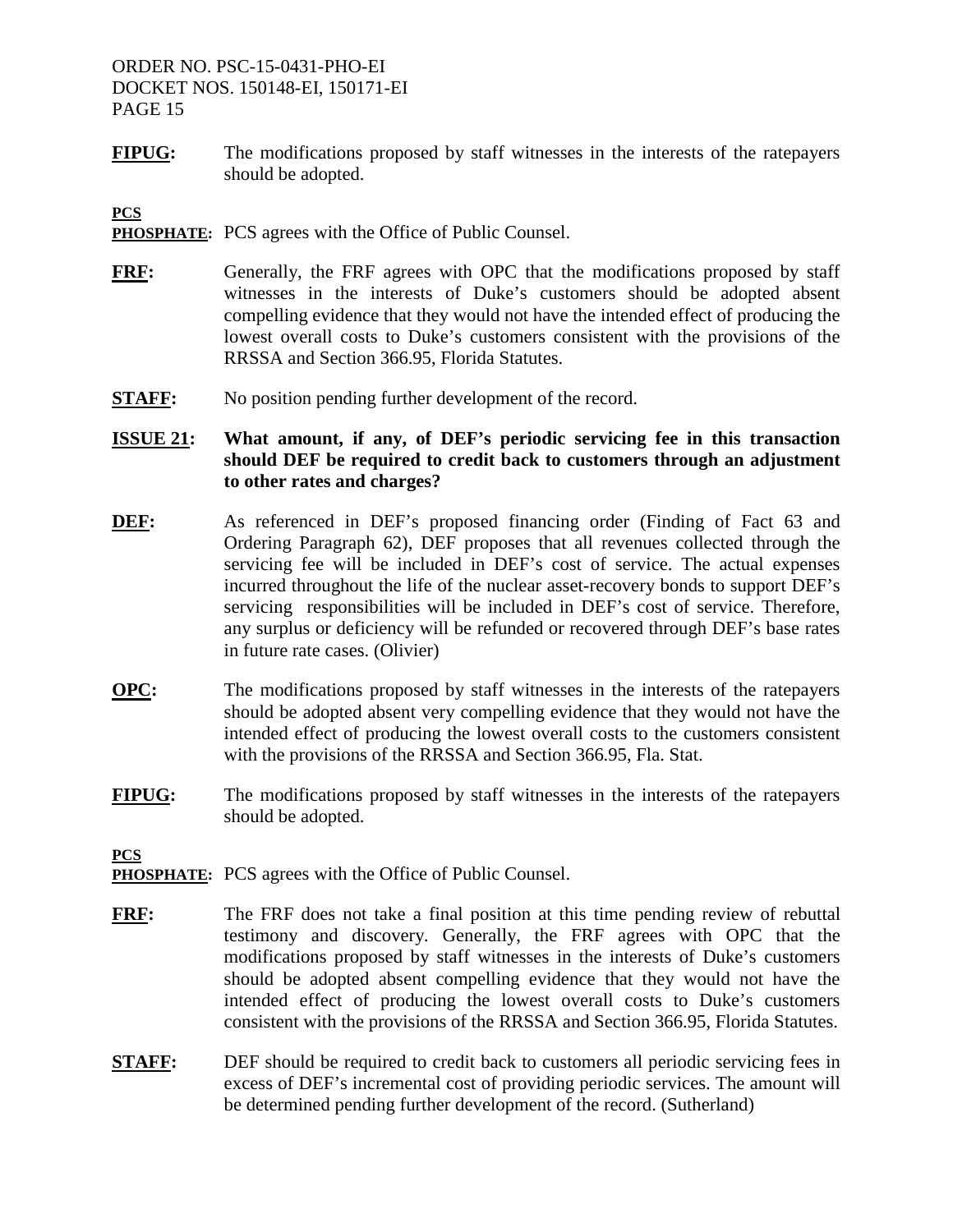**FIPUG:** The modifications proposed by staff witnesses in the interests of the ratepayers should be adopted.

**PCS PHOSPHATE:** PCS agrees with the Office of Public Counsel.

**FRF:** Generally, the FRF agrees with OPC that the modifications proposed by staff witnesses in the interests of Duke's customers should be adopted absent compelling evidence that they would not have the intended effect of producing the lowest overall costs to Duke's customers consistent with the provisions of the RRSSA and Section 366.95, Florida Statutes.

**STAFF:** No position pending further development of the record.

**ISSUE 21: What amount, if any, of DEF's periodic servicing fee in this transaction should DEF be required to credit back to customers through an adjustment to other rates and charges?**

**DEF:** As referenced in DEF's proposed financing order (Finding of Fact 63 and Ordering Paragraph 62), DEF proposes that all revenues collected through the servicing fee will be included in DEF's cost of service. The actual expenses incurred throughout the life of the nuclear asset-recovery bonds to support DEF's servicing responsibilities will be included in DEF's cost of service. Therefore, any surplus or deficiency will be refunded or recovered through DEF's base rates in future rate cases. (Olivier)

**OPC:** The modifications proposed by staff witnesses in the interests of the ratepayers should be adopted absent very compelling evidence that they would not have the intended effect of producing the lowest overall costs to the customers consistent with the provisions of the RRSSA and Section 366.95, Fla. Stat.

**FIPUG:** The modifications proposed by staff witnesses in the interests of the ratepayers should be adopted.

**PCS PHOSPHATE:** PCS agrees with the Office of Public Counsel.

**FRF:** The FRF does not take a final position at this time pending review of rebuttal testimony and discovery. Generally, the FRF agrees with OPC that the modifications proposed by staff witnesses in the interests of Duke's customers should be adopted absent compelling evidence that they would not have the intended effect of producing the lowest overall costs to Duke's customers consistent with the provisions of the RRSSA and Section 366.95, Florida Statutes.

**STAFF:** DEF should be required to credit back to customers all periodic servicing fees in excess of DEF's incremental cost of providing periodic services. The amount will be determined pending further development of the record. (Sutherland)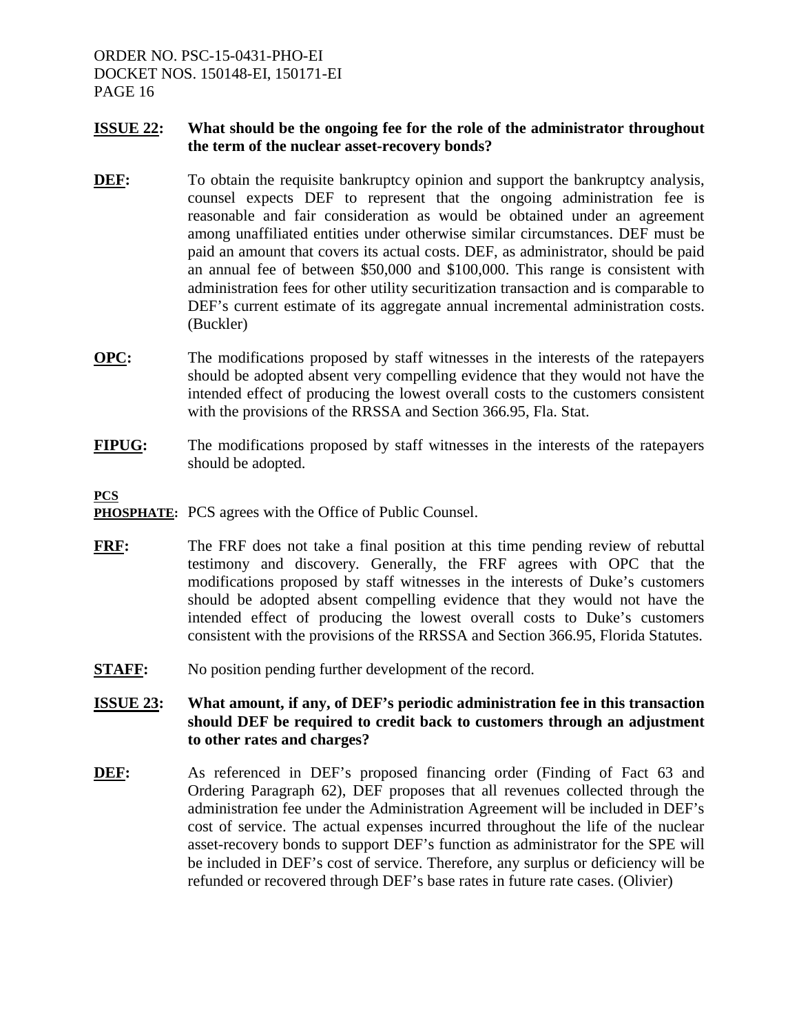**ISSUE 22: What should be the ongoing fee for the role of the administrator throughout the term of the nuclear asset-recovery bonds?**

**DEF:** To obtain the requisite bankruptcy opinion and support the bankruptcy analysis, counsel expects DEF to represent that the ongoing administration fee is reasonable and fair consideration as would be obtained under an agreement among unaffiliated entities under otherwise similar circumstances. DEF must be paid an amount that covers its actual costs. DEF, as administrator, should be paid an annual fee of between \$50,000 and \$100,000. This range is consistent with administration fees for other utility securitization transaction and is comparable to DEF's current estimate of its aggregate annual incremental administration costs. (Buckler)

**OPC:** The modifications proposed by staff witnesses in the interests of the ratepayers should be adopted absent very compelling evidence that they would not have the intended effect of producing the lowest overall costs to the customers consistent with the provisions of the RRSSA and Section 366.95, Fla. Stat.

**FIPUG:** The modifications proposed by staff witnesses in the interests of the ratepayers should be adopted.

**PCS PHOSPHATE:** PCS agrees with the Office of Public Counsel.

**FRF:** The FRF does not take a final position at this time pending review of rebuttal testimony and discovery. Generally, the FRF agrees with OPC that the modifications proposed by staff witnesses in the interests of Duke's customers should be adopted absent compelling evidence that they would not have the intended effect of producing the lowest overall costs to Duke's customers consistent with the provisions of the RRSSA and Section 366.95, Florida Statutes.

**STAFF:** No position pending further development of the record.

**ISSUE 23: What amount, if any, of DEF's periodic administration fee in this transaction should DEF be required to credit back to customers through an adjustment to other rates and charges?**

**DEF:** As referenced in DEF's proposed financing order (Finding of Fact 63 and Ordering Paragraph 62), DEF proposes that all revenues collected through the administration fee under the Administration Agreement will be included in DEF's cost of service. The actual expenses incurred throughout the life of the nuclear asset-recovery bonds to support DEF's function as administrator for the SPE will be included in DEF's cost of service. Therefore, any surplus or deficiency will be refunded or recovered through DEF's base rates in future rate cases. (Olivier)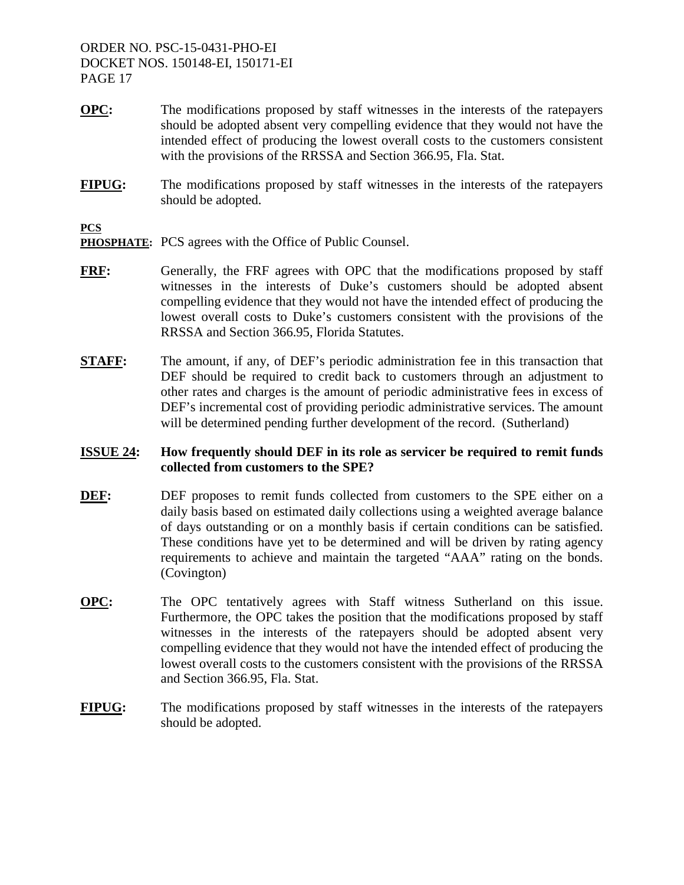**OPC:** The modifications proposed by staff witnesses in the interests of the ratepayers should be adopted absent very compelling evidence that they would not have the intended effect of producing the lowest overall costs to the customers consistent with the provisions of the RRSSA and Section 366.95, Fla. Stat.

**FIPUG:** The modifications proposed by staff witnesses in the interests of the ratepayers should be adopted.

**PCS PHOSPHATE:** PCS agrees with the Office of Public Counsel.

**FRF:** Generally, the FRF agrees with OPC that the modifications proposed by staff witnesses in the interests of Duke's customers should be adopted absent compelling evidence that they would not have the intended effect of producing the lowest overall costs to Duke's customers consistent with the provisions of the RRSSA and Section 366.95, Florida Statutes.

**STAFF:** The amount, if any, of DEF's periodic administration fee in this transaction that DEF should be required to credit back to customers through an adjustment to other rates and charges is the amount of periodic administrative fees in excess of DEF's incremental cost of providing periodic administrative services. The amount will be determined pending further development of the record. (Sutherland)

**ISSUE 24: How frequently should DEF in its role as servicer be required to remit funds collected from customers to the SPE?**

**DEF:** DEF proposes to remit funds collected from customers to the SPE either on a daily basis based on estimated daily collections using a weighted average balance of days outstanding or on a monthly basis if certain conditions can be satisfied. These conditions have yet to be determined and will be driven by rating agency requirements to achieve and maintain the targeted "AAA" rating on the bonds. (Covington)

**OPC:** The OPC tentatively agrees with Staff witness Sutherland on this issue. Furthermore, the OPC takes the position that the modifications proposed by staff witnesses in the interests of the ratepayers should be adopted absent very compelling evidence that they would not have the intended effect of producing the lowest overall costs to the customers consistent with the provisions of the RRSSA and Section 366.95, Fla. Stat.

**FIPUG:** The modifications proposed by staff witnesses in the interests of the ratepayers should be adopted.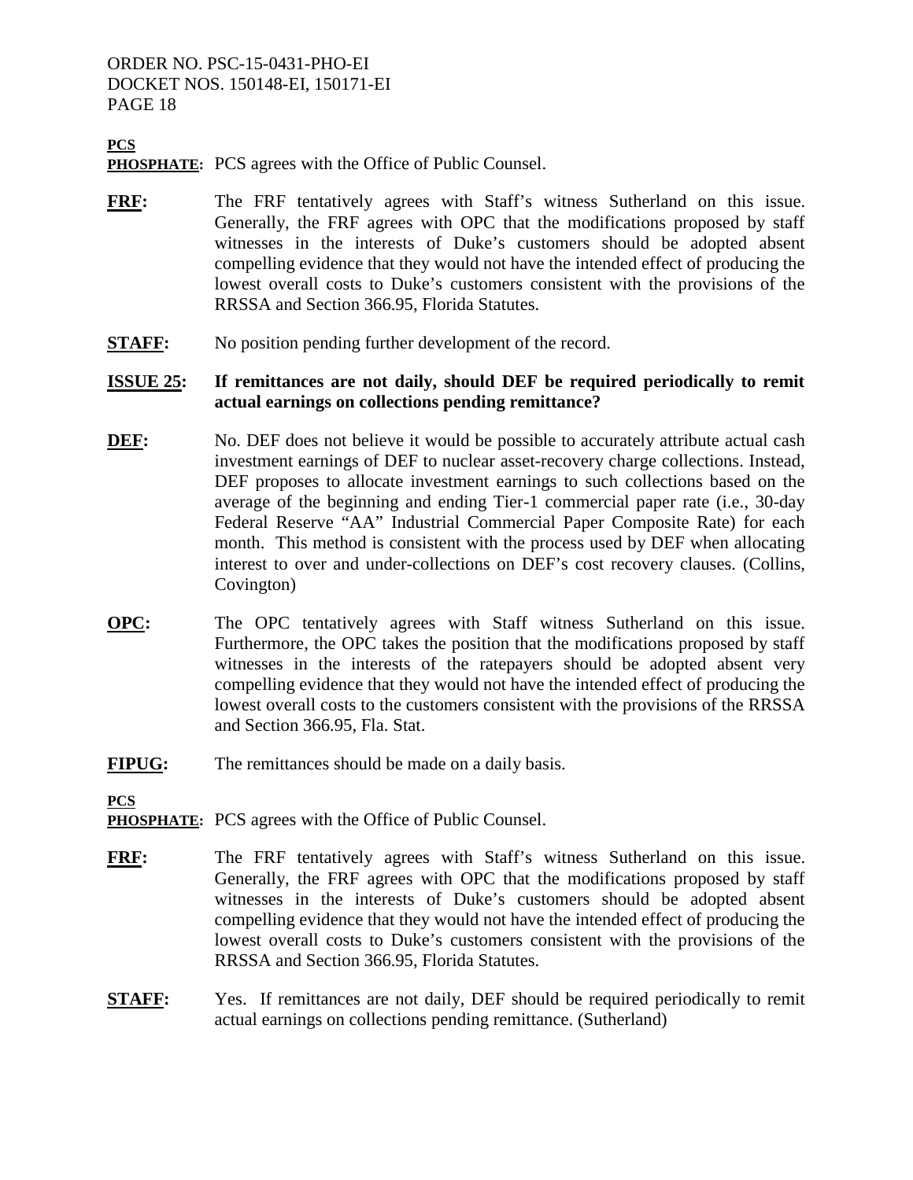**PCS PHOSPHATE:** PCS agrees with the Office of Public Counsel.

**FRF:** The FRF tentatively agrees with Staff's witness Sutherland on this issue. Generally, the FRF agrees with OPC that the modifications proposed by staff witnesses in the interests of Duke's customers should be adopted absent compelling evidence that they would not have the intended effect of producing the lowest overall costs to Duke's customers consistent with the provisions of the RRSSA and Section 366.95, Florida Statutes.

**STAFF:** No position pending further development of the record.

**ISSUE 25: If remittances are not daily, should DEF be required periodically to remit actual earnings on collections pending remittance?**

**DEF:** No. DEF does not believe it would be possible to accurately attribute actual cash investment earnings of DEF to nuclear asset-recovery charge collections. Instead, DEF proposes to allocate investment earnings to such collections based on the average of the beginning and ending Tier-1 commercial paper rate (i.e., 30-day Federal Reserve "AA" Industrial Commercial Paper Composite Rate) for each month. This method is consistent with the process used by DEF when allocating interest to over and under-collections on DEF's cost recovery clauses. (Collins, Covington)

**OPC:** The OPC tentatively agrees with Staff witness Sutherland on this issue. Furthermore, the OPC takes the position that the modifications proposed by staff witnesses in the interests of the ratepayers should be adopted absent very compelling evidence that they would not have the intended effect of producing the lowest overall costs to the customers consistent with the provisions of the RRSSA and Section 366.95, Fla. Stat.

**FIPUG:** The remittances should be made on a daily basis.

**PCS PHOSPHATE:** PCS agrees with the Office of Public Counsel.

**FRF:** The FRF tentatively agrees with Staff's witness Sutherland on this issue. Generally, the FRF agrees with OPC that the modifications proposed by staff witnesses in the interests of Duke's customers should be adopted absent compelling evidence that they would not have the intended effect of producing the lowest overall costs to Duke's customers consistent with the provisions of the RRSSA and Section 366.95, Florida Statutes.

**STAFF:** Yes. If remittances are not daily, DEF should be required periodically to remit actual earnings on collections pending remittance. (Sutherland)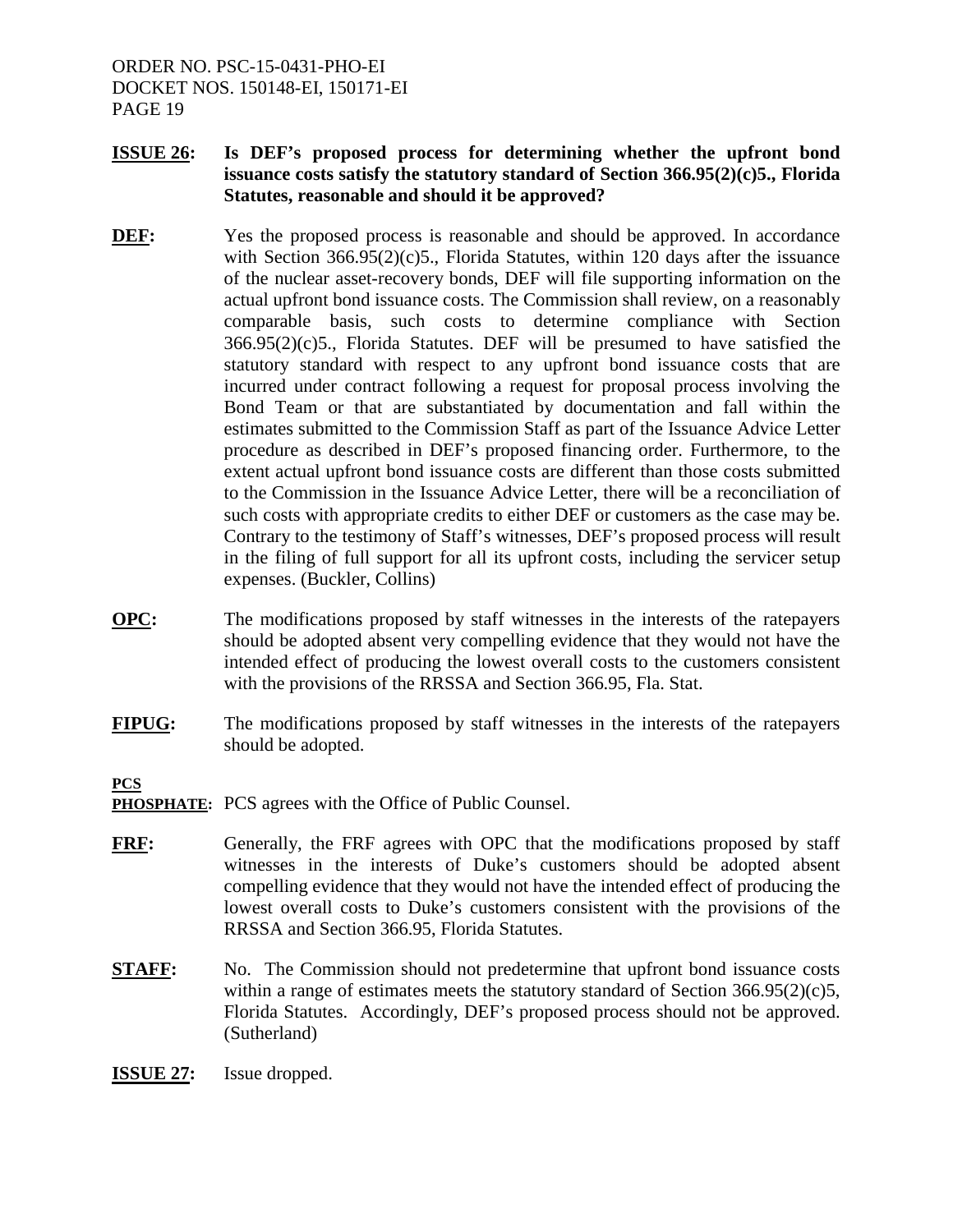**ISSUE 26: Is DEF's proposed process for determining whether the upfront bond issuance costs satisfy the statutory standard of Section 366.95(2)(c)5., Florida Statutes, reasonable and should it be approved?**

**DEF:** Yes the proposed process is reasonable and should be approved. In accordance with Section 366.95(2)(c)5., Florida Statutes, within 120 days after the issuance of the nuclear asset-recovery bonds, DEF will file supporting information on the actual upfront bond issuance costs. The Commission shall review, on a reasonably comparable basis, such costs to determine compliance with Section 366.95(2)(c)5., Florida Statutes. DEF will be presumed to have satisfied the statutory standard with respect to any upfront bond issuance costs that are incurred under contract following a request for proposal process involving the Bond Team or that are substantiated by documentation and fall within the estimates submitted to the Commission Staff as part of the Issuance Advice Letter procedure as described in DEF's proposed financing order. Furthermore, to the extent actual upfront bond issuance costs are different than those costs submitted to the Commission in the Issuance Advice Letter, there will be a reconciliation of such costs with appropriate credits to either DEF or customers as the case may be. Contrary to the testimony of Staff's witnesses, DEF's proposed process will result in the filing of full support for all its upfront costs, including the servicer setup expenses. (Buckler, Collins)

**OPC:** The modifications proposed by staff witnesses in the interests of the ratepayers should be adopted absent very compelling evidence that they would not have the intended effect of producing the lowest overall costs to the customers consistent with the provisions of the RRSSA and Section 366.95, Fla. Stat.

**FIPUG:** The modifications proposed by staff witnesses in the interests of the ratepayers should be adopted.

**PCS PHOSPHATE:** PCS agrees with the Office of Public Counsel.

**FRF:** Generally, the FRF agrees with OPC that the modifications proposed by staff witnesses in the interests of Duke's customers should be adopted absent compelling evidence that they would not have the intended effect of producing the lowest overall costs to Duke's customers consistent with the provisions of the RRSSA and Section 366.95, Florida Statutes.

**STAFF:** No. The Commission should not predetermine that upfront bond issuance costs within a range of estimates meets the statutory standard of Section 366.95(2)(c)5, Florida Statutes. Accordingly, DEF's proposed process should not be approved. (Sutherland)

**ISSUE 27:** Issue dropped.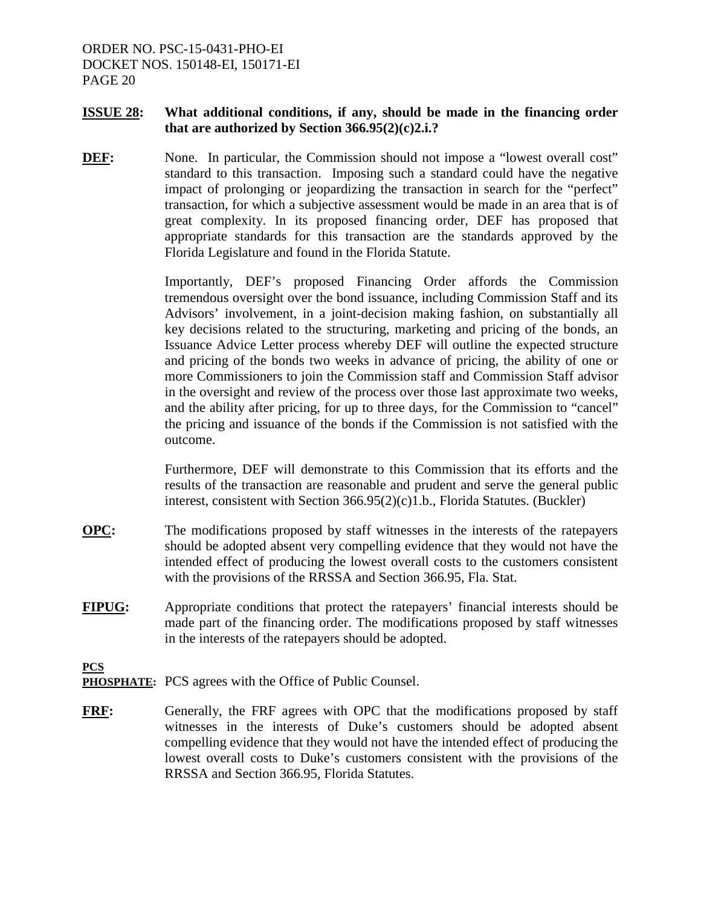**ISSUE 28: What additional conditions, if any, should be made in the financing order that are authorized by Section 366.95(2)(c)2.i.?**

**DEF:** None. In particular, the Commission should not impose a "lowest overall cost" standard to this transaction. Imposing such a standard could have the negative impact of prolonging or jeopardizing the transaction in search for the "perfect" transaction, for which a subjective assessment would be made in an area that is of great complexity. In its proposed financing order, DEF has proposed that appropriate standards for this transaction are the standards approved by the Florida Legislature and found in the Florida Statute.

Importantly, DEF's proposed Financing Order affords the Commission tremendous oversight over the bond issuance, including Commission Staff and its Advisors' involvement, in a joint-decision making fashion, on substantially all key decisions related to the structuring, marketing and pricing of the bonds, an Issuance Advice Letter process whereby DEF will outline the expected structure and pricing of the bonds two weeks in advance of pricing, the ability of one or more Commissioners to join the Commission staff and Commission Staff advisor in the oversight and review of the process over those last approximate two weeks, and the ability after pricing, for up to three days, for the Commission to "cancel" the pricing and issuance of the bonds if the Commission is not satisfied with the outcome.

Furthermore, DEF will demonstrate to this Commission that its efforts and the results of the transaction are reasonable and prudent and serve the general public interest, consistent with Section 366.95(2)(c)1.b., Florida Statutes. (Buckler)

**OPC:** The modifications proposed by staff witnesses in the interests of the ratepayers should be adopted absent very compelling evidence that they would not have the intended effect of producing the lowest overall costs to the customers consistent with the provisions of the RRSSA and Section 366.95, Fla. Stat.

**FIPUG:** Appropriate conditions that protect the ratepayers' financial interests should be made part of the financing order. The modifications proposed by staff witnesses in the interests of the ratepayers should be adopted.

**PCS PHOSPHATE:** PCS agrees with the Office of Public Counsel.

**FRF:** Generally, the FRF agrees with OPC that the modifications proposed by staff witnesses in the interests of Duke's customers should be adopted absent compelling evidence that they would not have the intended effect of producing the lowest overall costs to Duke's customers consistent with the provisions of the RRSSA and Section 366.95, Florida Statutes.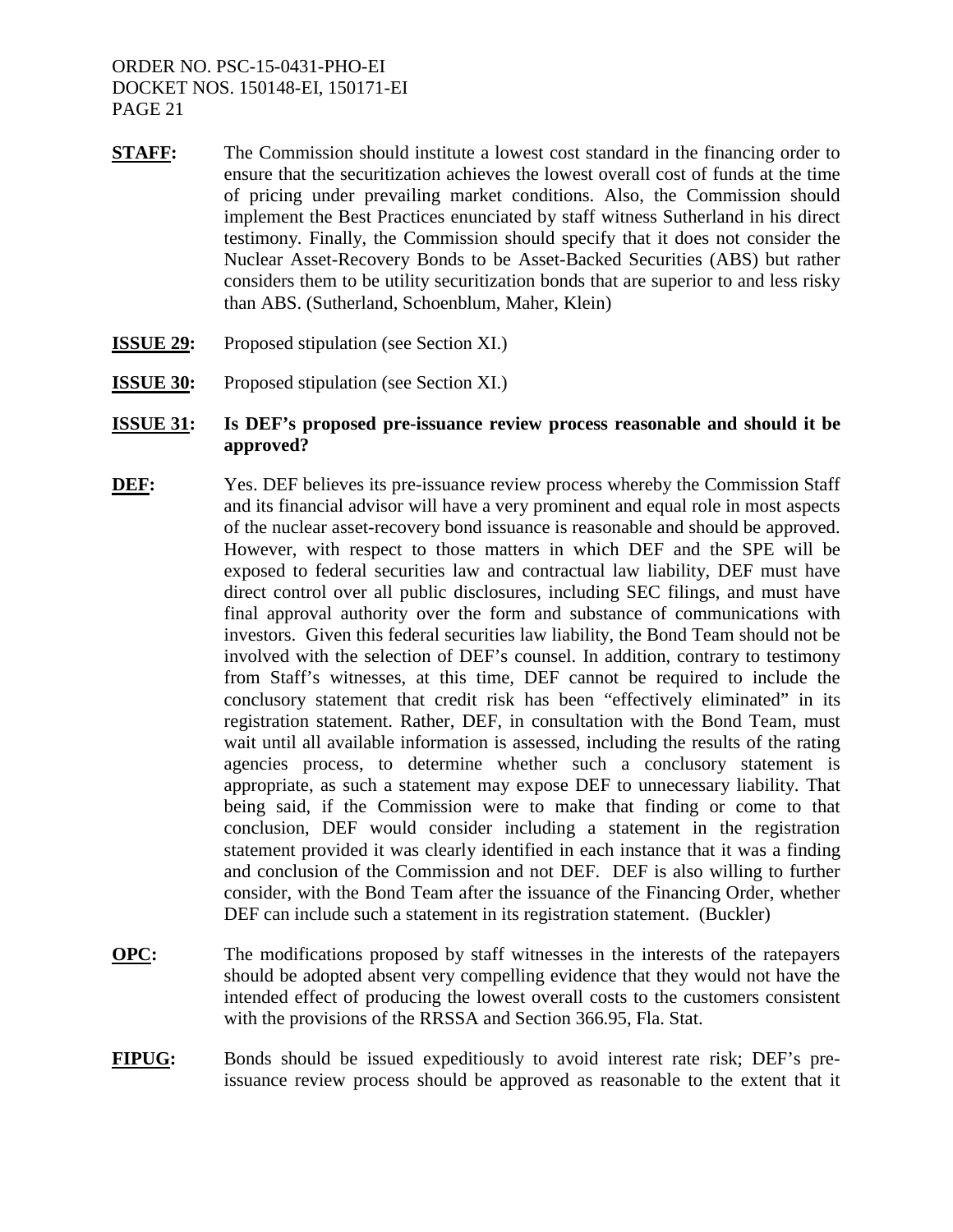**STAFF:** The Commission should institute a lowest cost standard in the financing order to ensure that the securitization achieves the lowest overall cost of funds at the time of pricing under prevailing market conditions. Also, the Commission should implement the Best Practices enunciated by staff witness Sutherland in his direct testimony. Finally, the Commission should specify that it does not consider the Nuclear Asset-Recovery Bonds to be Asset-Backed Securities (ABS) but rather considers them to be utility securitization bonds that are superior to and less risky than ABS. (Sutherland, Schoenblum, Maher, Klein)

**ISSUE 29:** Proposed stipulation (see Section XI.)

**ISSUE 30:** Proposed stipulation (see Section XI.)

**ISSUE 31: Is DEF's proposed pre-issuance review process reasonable and should it be approved?**

**DEF:** Yes. DEF believes its pre-issuance review process whereby the Commission Staff and its financial advisor will have a very prominent and equal role in most aspects of the nuclear asset-recovery bond issuance is reasonable and should be approved. However, with respect to those matters in which DEF and the SPE will be exposed to federal securities law and contractual law liability, DEF must have direct control over all public disclosures, including SEC filings, and must have final approval authority over the form and substance of communications with investors. Given this federal securities law liability, the Bond Team should not be involved with the selection of DEF's counsel. In addition, contrary to testimony from Staff's witnesses, at this time, DEF cannot be required to include the conclusory statement that credit risk has been "effectively eliminated" in its registration statement. Rather, DEF, in consultation with the Bond Team, must wait until all available information is assessed, including the results of the rating agencies process, to determine whether such a conclusory statement is appropriate, as such a statement may expose DEF to unnecessary liability. That being said, if the Commission were to make that finding or come to that conclusion, DEF would consider including a statement in the registration statement provided it was clearly identified in each instance that it was a finding and conclusion of the Commission and not DEF. DEF is also willing to further consider, with the Bond Team after the issuance of the Financing Order, whether DEF can include such a statement in its registration statement. (Buckler)

**OPC:** The modifications proposed by staff witnesses in the interests of the ratepayers should be adopted absent very compelling evidence that they would not have the intended effect of producing the lowest overall costs to the customers consistent with the provisions of the RRSSA and Section 366.95, Fla. Stat.

**FIPUG:** Bonds should be issued expeditiously to avoid interest rate risk; DEF's pre-issuance review process should be approved as reasonable to the extent that it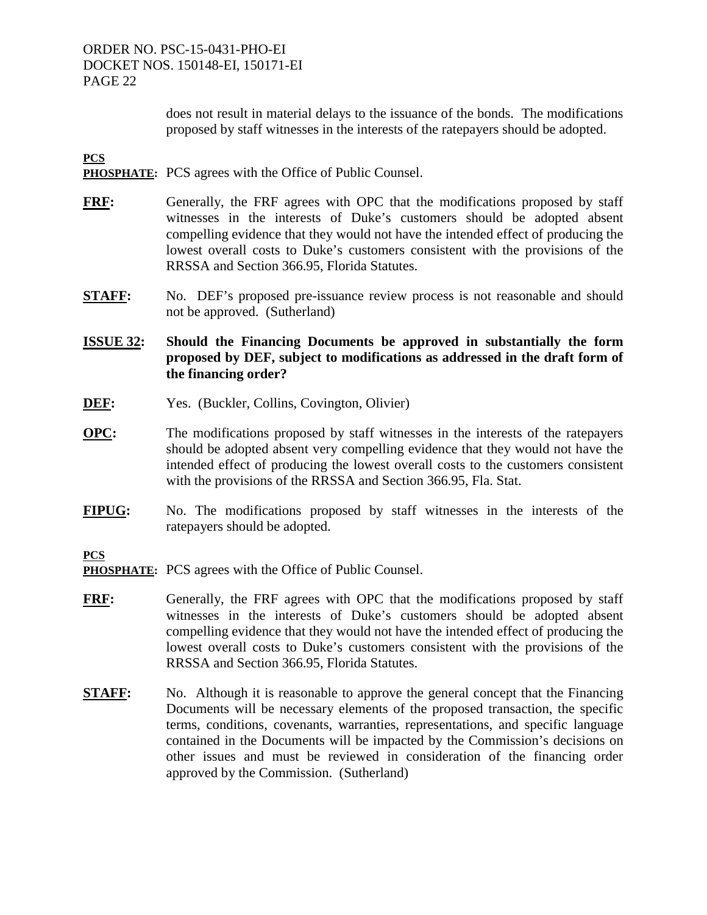does not result in material delays to the issuance of the bonds. The modifications proposed by staff witnesses in the interests of the ratepayers should be adopted.

**PCS PHOSPHATE:** PCS agrees with the Office of Public Counsel.

**FRF:** Generally, the FRF agrees with OPC that the modifications proposed by staff witnesses in the interests of Duke's customers should be adopted absent compelling evidence that they would not have the intended effect of producing the lowest overall costs to Duke's customers consistent with the provisions of the RRSSA and Section 366.95, Florida Statutes.

**STAFF:** No. DEF's proposed pre-issuance review process is not reasonable and should not be approved. (Sutherland)

**ISSUE 32: Should the Financing Documents be approved in substantially the form proposed by DEF, subject to modifications as addressed in the draft form of the financing order?**

**DEF:** Yes. (Buckler, Collins, Covington, Olivier)

**OPC:** The modifications proposed by staff witnesses in the interests of the ratepayers should be adopted absent very compelling evidence that they would not have the intended effect of producing the lowest overall costs to the customers consistent with the provisions of the RRSSA and Section 366.95, Fla. Stat.

**FIPUG:** No. The modifications proposed by staff witnesses in the interests of the ratepayers should be adopted.

**PCS PHOSPHATE:** PCS agrees with the Office of Public Counsel.

**FRF:** Generally, the FRF agrees with OPC that the modifications proposed by staff witnesses in the interests of Duke's customers should be adopted absent compelling evidence that they would not have the intended effect of producing the lowest overall costs to Duke's customers consistent with the provisions of the RRSSA and Section 366.95, Florida Statutes.

**STAFF:** No. Although it is reasonable to approve the general concept that the Financing Documents will be necessary elements of the proposed transaction, the specific terms, conditions, covenants, warranties, representations, and specific language contained in the Documents will be impacted by the Commission's decisions on other issues and must be reviewed in consideration of the financing order approved by the Commission. (Sutherland)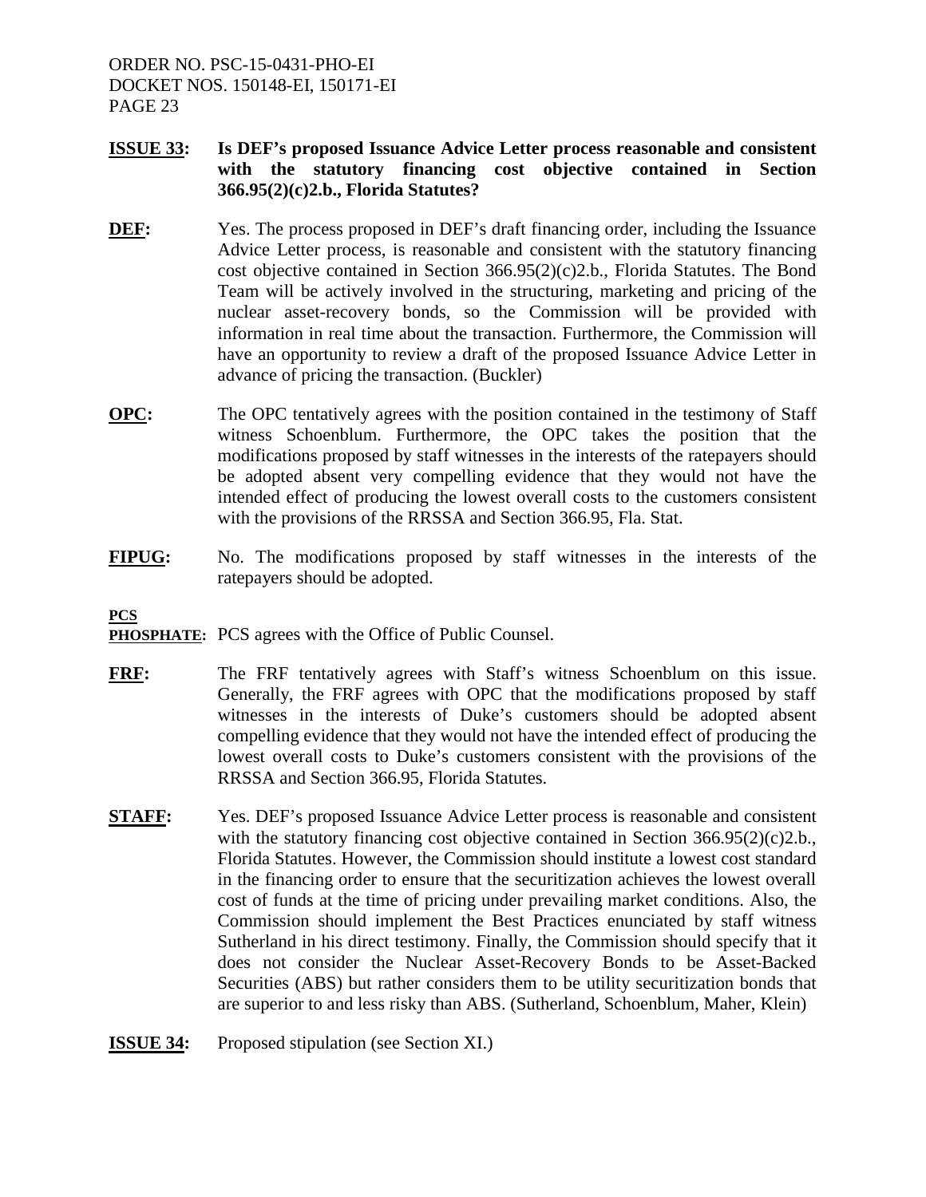**ISSUE 33: Is DEF's proposed Issuance Advice Letter process reasonable and consistent with the statutory financing cost objective contained in Section 366.95(2)(c)2.b., Florida Statutes?**

**DEF:** Yes. The process proposed in DEF's draft financing order, including the Issuance Advice Letter process, is reasonable and consistent with the statutory financing cost objective contained in Section 366.95(2)(c)2.b., Florida Statutes. The Bond Team will be actively involved in the structuring, marketing and pricing of the nuclear asset-recovery bonds, so the Commission will be provided with information in real time about the transaction. Furthermore, the Commission will have an opportunity to review a draft of the proposed Issuance Advice Letter in advance of pricing the transaction. (Buckler)

**OPC:** The OPC tentatively agrees with the position contained in the testimony of Staff witness Schoenblum. Furthermore, the OPC takes the position that the modifications proposed by staff witnesses in the interests of the ratepayers should be adopted absent very compelling evidence that they would not have the intended effect of producing the lowest overall costs to the customers consistent with the provisions of the RRSSA and Section 366.95, Fla. Stat.

**FIPUG:** No. The modifications proposed by staff witnesses in the interests of the ratepayers should be adopted.

**PCS PHOSPHATE:** PCS agrees with the Office of Public Counsel.

**FRF:** The FRF tentatively agrees with Staff's witness Schoenblum on this issue. Generally, the FRF agrees with OPC that the modifications proposed by staff witnesses in the interests of Duke's customers should be adopted absent compelling evidence that they would not have the intended effect of producing the lowest overall costs to Duke's customers consistent with the provisions of the RRSSA and Section 366.95, Florida Statutes.

**STAFF:** Yes. DEF's proposed Issuance Advice Letter process is reasonable and consistent with the statutory financing cost objective contained in Section 366.95(2)(c)2.b., Florida Statutes. However, the Commission should institute a lowest cost standard in the financing order to ensure that the securitization achieves the lowest overall cost of funds at the time of pricing under prevailing market conditions. Also, the Commission should implement the Best Practices enunciated by staff witness Sutherland in his direct testimony. Finally, the Commission should specify that it does not consider the Nuclear Asset-Recovery Bonds to be Asset-Backed Securities (ABS) but rather considers them to be utility securitization bonds that are superior to and less risky than ABS. (Sutherland, Schoenblum, Maher, Klein)

**ISSUE 34:** Proposed stipulation (see Section XI.)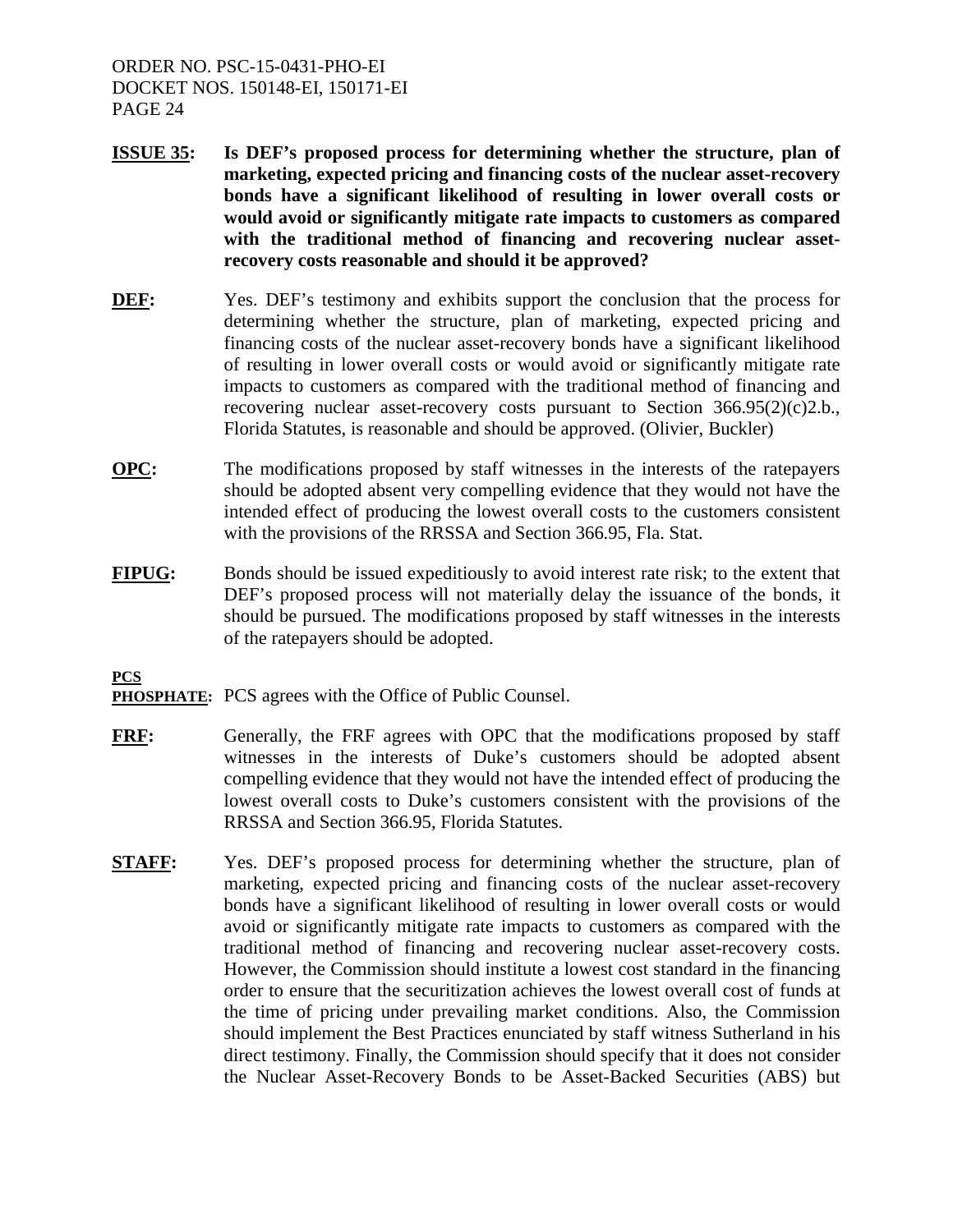**ISSUE 35:** **Is DEF's proposed process for determining whether the structure, plan of marketing, expected pricing and financing costs of the nuclear asset-recovery bonds have a significant likelihood of resulting in lower overall costs or would avoid or significantly mitigate rate impacts to customers as compared with the traditional method of financing and recovering nuclear asset-recovery costs reasonable and should it be approved?**

**DEF:** Yes. DEF's testimony and exhibits support the conclusion that the process for determining whether the structure, plan of marketing, expected pricing and financing costs of the nuclear asset-recovery bonds have a significant likelihood of resulting in lower overall costs or would avoid or significantly mitigate rate impacts to customers as compared with the traditional method of financing and recovering nuclear asset-recovery costs pursuant to Section 366.95(2)(c)2.b., Florida Statutes, is reasonable and should be approved. (Olivier, Buckler)

**OPC:** The modifications proposed by staff witnesses in the interests of the ratepayers should be adopted absent very compelling evidence that they would not have the intended effect of producing the lowest overall costs to the customers consistent with the provisions of the RRSSA and Section 366.95, Fla. Stat.

**FIPUG:** Bonds should be issued expeditiously to avoid interest rate risk; to the extent that DEF's proposed process will not materially delay the issuance of the bonds, it should be pursued. The modifications proposed by staff witnesses in the interests of the ratepayers should be adopted.

**PCS PHOSPHATE:** PCS agrees with the Office of Public Counsel.

**FRF:** Generally, the FRF agrees with OPC that the modifications proposed by staff witnesses in the interests of Duke's customers should be adopted absent compelling evidence that they would not have the intended effect of producing the lowest overall costs to Duke's customers consistent with the provisions of the RRSSA and Section 366.95, Florida Statutes.

**STAFF:** Yes. DEF's proposed process for determining whether the structure, plan of marketing, expected pricing and financing costs of the nuclear asset-recovery bonds have a significant likelihood of resulting in lower overall costs or would avoid or significantly mitigate rate impacts to customers as compared with the traditional method of financing and recovering nuclear asset-recovery costs. However, the Commission should institute a lowest cost standard in the financing order to ensure that the securitization achieves the lowest overall cost of funds at the time of pricing under prevailing market conditions. Also, the Commission should implement the Best Practices enunciated by staff witness Sutherland in his direct testimony. Finally, the Commission should specify that it does not consider the Nuclear Asset-Recovery Bonds to be Asset-Backed Securities (ABS) but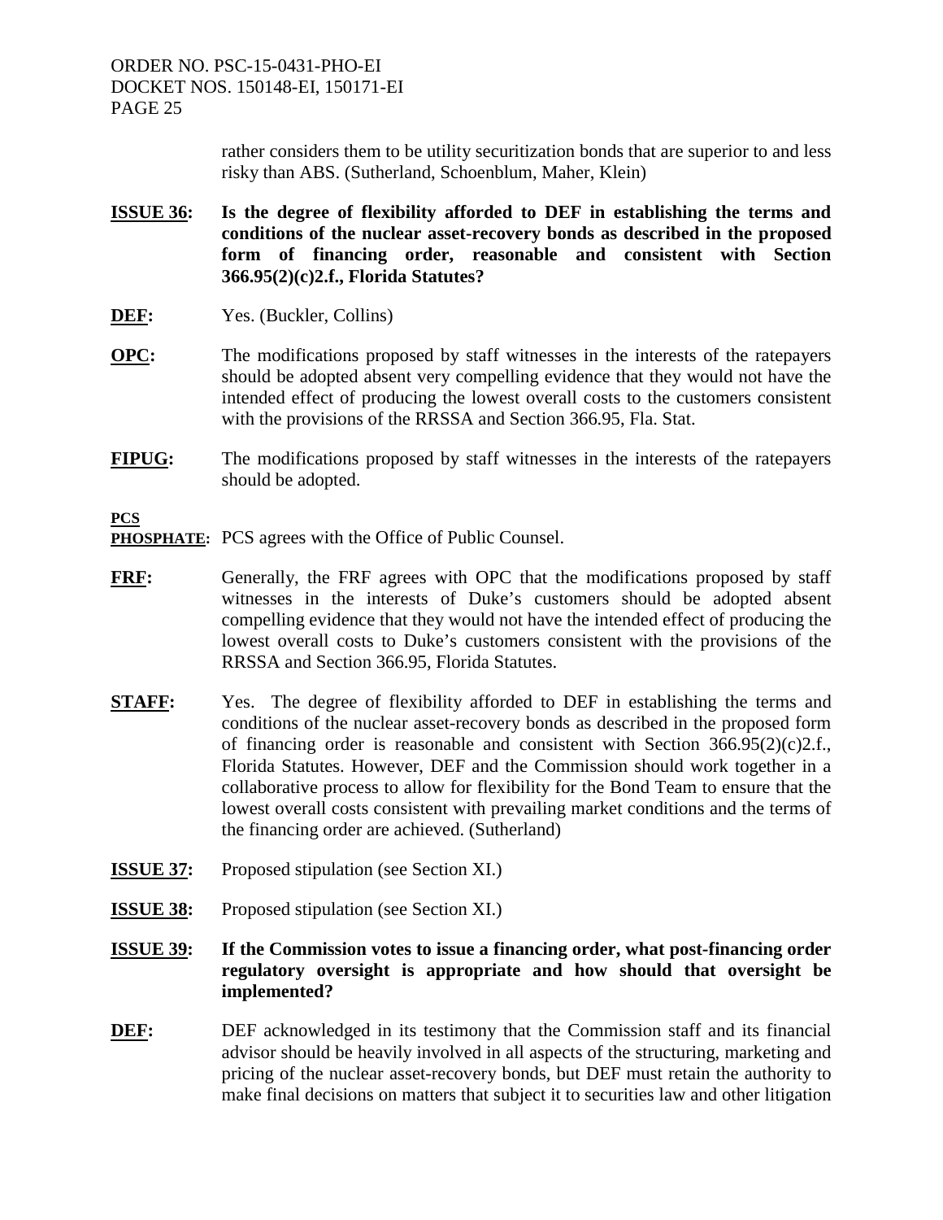rather considers them to be utility securitization bonds that are superior to and less risky than ABS. (Sutherland, Schoenblum, Maher, Klein)

**ISSUE 36: Is the degree of flexibility afforded to DEF in establishing the terms and conditions of the nuclear asset-recovery bonds as described in the proposed form of financing order, reasonable and consistent with Section 366.95(2)(c)2.f., Florida Statutes?**

**DEF:** Yes. (Buckler, Collins)

**OPC:** The modifications proposed by staff witnesses in the interests of the ratepayers should be adopted absent very compelling evidence that they would not have the intended effect of producing the lowest overall costs to the customers consistent with the provisions of the RRSSA and Section 366.95, Fla. Stat.

**FIPUG:** The modifications proposed by staff witnesses in the interests of the ratepayers should be adopted.

**PCS PHOSPHATE:** PCS agrees with the Office of Public Counsel.

**FRF:** Generally, the FRF agrees with OPC that the modifications proposed by staff witnesses in the interests of Duke's customers should be adopted absent compelling evidence that they would not have the intended effect of producing the lowest overall costs to Duke's customers consistent with the provisions of the RRSSA and Section 366.95, Florida Statutes.

**STAFF:** Yes. The degree of flexibility afforded to DEF in establishing the terms and conditions of the nuclear asset-recovery bonds as described in the proposed form of financing order is reasonable and consistent with Section 366.95(2)(c)2.f., Florida Statutes. However, DEF and the Commission should work together in a collaborative process to allow for flexibility for the Bond Team to ensure that the lowest overall costs consistent with prevailing market conditions and the terms of the financing order are achieved. (Sutherland)

**ISSUE 37:** Proposed stipulation (see Section XI.)

**ISSUE 38:** Proposed stipulation (see Section XI.)

**ISSUE 39: If the Commission votes to issue a financing order, what post-financing order regulatory oversight is appropriate and how should that oversight be implemented?**

**DEF:** DEF acknowledged in its testimony that the Commission staff and its financial advisor should be heavily involved in all aspects of the structuring, marketing and pricing of the nuclear asset-recovery bonds, but DEF must retain the authority to make final decisions on matters that subject it to securities law and other litigation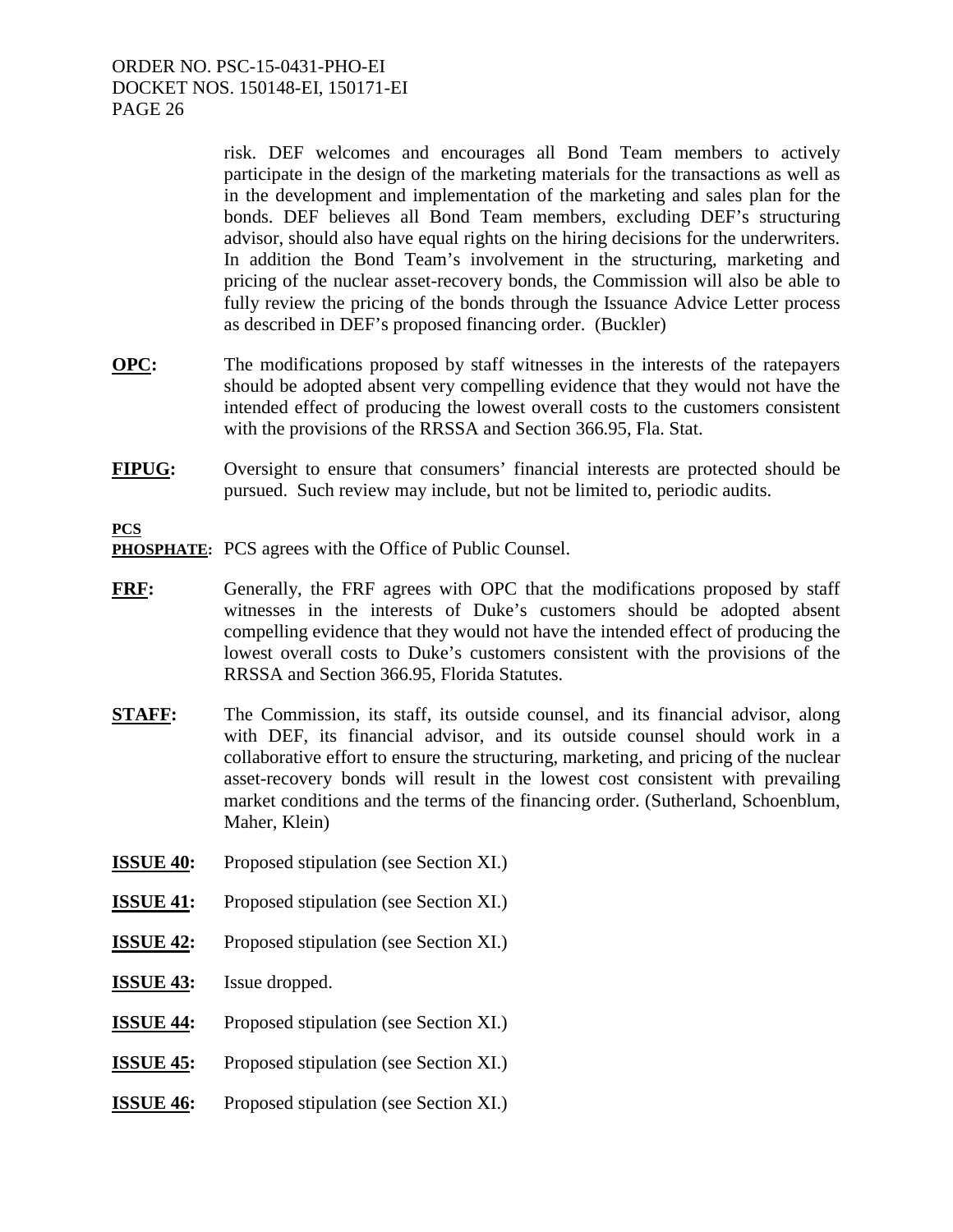risk. DEF welcomes and encourages all Bond Team members to actively participate in the design of the marketing materials for the transactions as well as in the development and implementation of the marketing and sales plan for the bonds. DEF believes all Bond Team members, excluding DEF's structuring advisor, should also have equal rights on the hiring decisions for the underwriters. In addition the Bond Team's involvement in the structuring, marketing and pricing of the nuclear asset-recovery bonds, the Commission will also be able to fully review the pricing of the bonds through the Issuance Advice Letter process as described in DEF's proposed financing order. (Buckler)

**OPC:** The modifications proposed by staff witnesses in the interests of the ratepayers should be adopted absent very compelling evidence that they would not have the intended effect of producing the lowest overall costs to the customers consistent with the provisions of the RRSSA and Section 366.95, Fla. Stat.

**FIPUG:** Oversight to ensure that consumers' financial interests are protected should be pursued. Such review may include, but not be limited to, periodic audits.

**PCS PHOSPHATE:** PCS agrees with the Office of Public Counsel.

**FRF:** Generally, the FRF agrees with OPC that the modifications proposed by staff witnesses in the interests of Duke's customers should be adopted absent compelling evidence that they would not have the intended effect of producing the lowest overall costs to Duke's customers consistent with the provisions of the RRSSA and Section 366.95, Florida Statutes.

**STAFF:** The Commission, its staff, its outside counsel, and its financial advisor, along with DEF, its financial advisor, and its outside counsel should work in a collaborative effort to ensure the structuring, marketing, and pricing of the nuclear asset-recovery bonds will result in the lowest cost consistent with prevailing market conditions and the terms of the financing order. (Sutherland, Schoenblum, Maher, Klein)

**ISSUE 40:** Proposed stipulation (see Section XI.)

**ISSUE 41:** Proposed stipulation (see Section XI.)

**ISSUE 42:** Proposed stipulation (see Section XI.)

**ISSUE 43:** Issue dropped.

**ISSUE 44:** Proposed stipulation (see Section XI.)

**ISSUE 45:** Proposed stipulation (see Section XI.)

**ISSUE 46:** Proposed stipulation (see Section XI.)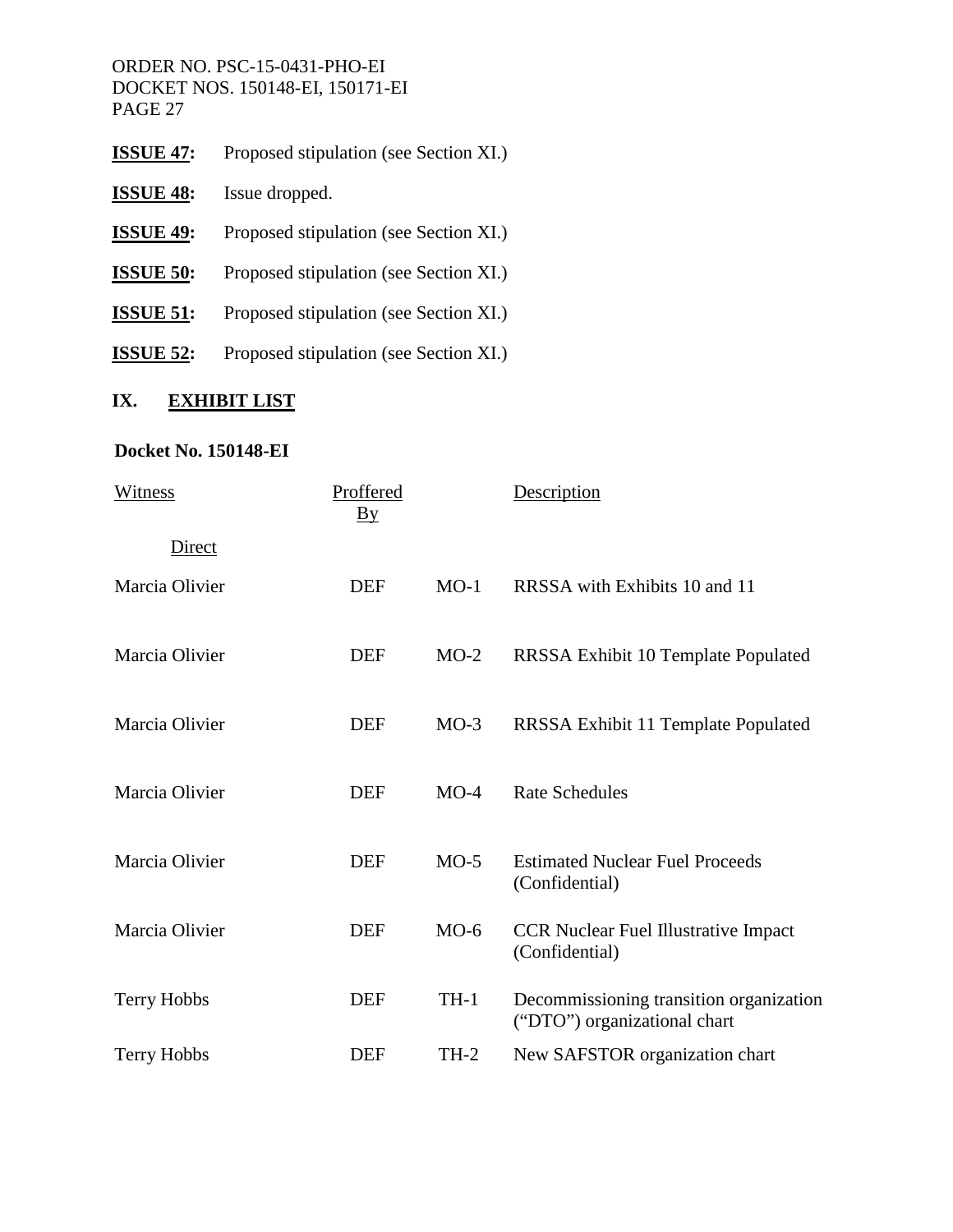**ISSUE 47:** Proposed stipulation (see Section XI.)

**ISSUE 48:** Issue dropped.

**ISSUE 49:** Proposed stipulation (see Section XI.)

**ISSUE 50:** Proposed stipulation (see Section XI.)

**ISSUE 51:** Proposed stipulation (see Section XI.)

**ISSUE 52:** Proposed stipulation (see Section XI.)

## IX. EXHIBIT LIST

**Docket No. 150148-EI**

| Witness | Proffered By | | Description |
|---|---|---|---|
| Direct | | | |
| Marcia Olivier | DEF | MO-1 | RRSSA with Exhibits 10 and 11 |
| Marcia Olivier | DEF | MO-2 | RRSSA Exhibit 10 Template Populated |
| Marcia Olivier | DEF | MO-3 | RRSSA Exhibit 11 Template Populated |
| Marcia Olivier | DEF | MO-4 | Rate Schedules |
| Marcia Olivier | DEF | MO-5 | Estimated Nuclear Fuel Proceeds (Confidential) |
| Marcia Olivier | DEF | MO-6 | CCR Nuclear Fuel Illustrative Impact (Confidential) |
| Terry Hobbs | DEF | TH-1 | Decommissioning transition organization ("DTO") organizational chart |
| Terry Hobbs | DEF | TH-2 | New SAFSTOR organization chart |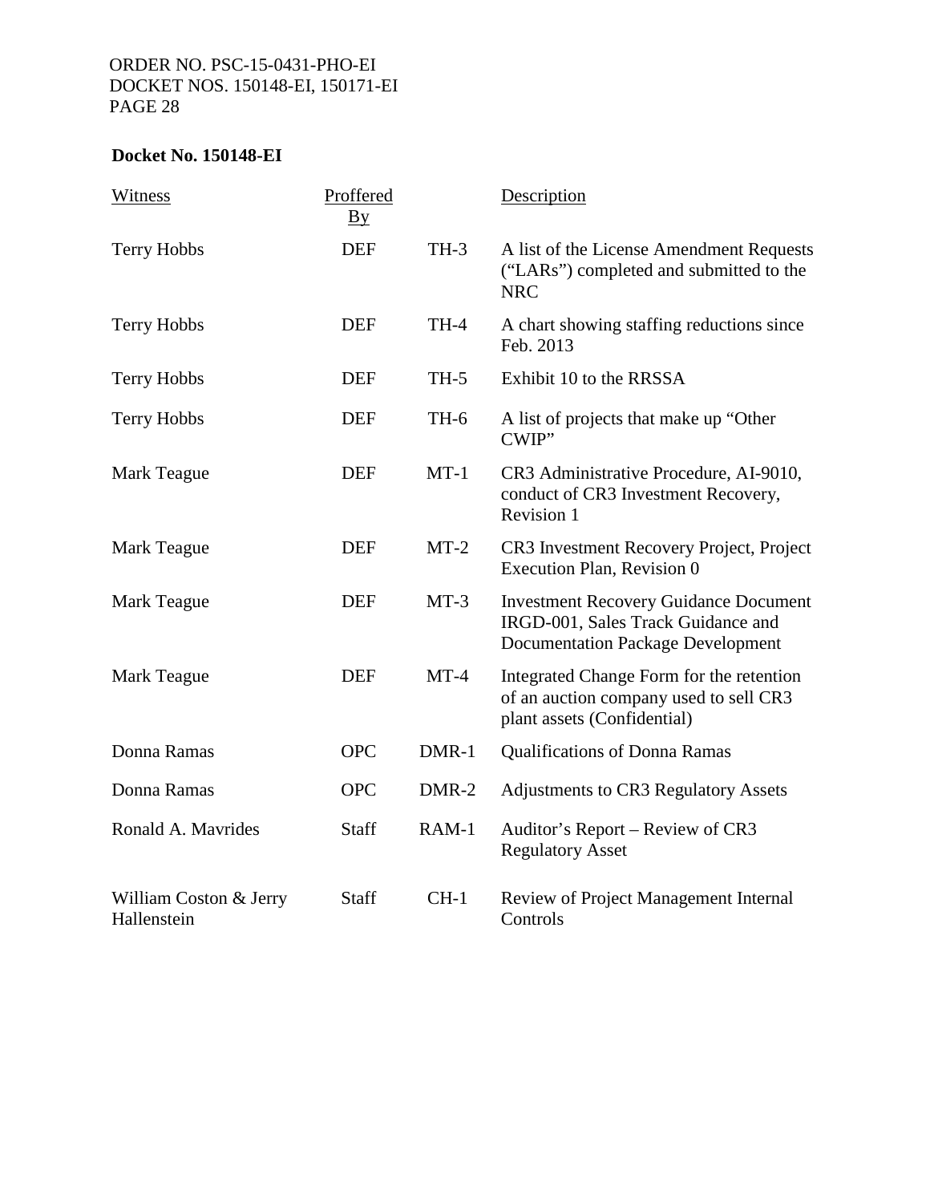**Docket No. 150148-EI**

| Witness | Proffered By | | Description |
|---|---|---|---|
| Terry Hobbs | DEF | TH-3 | A list of the License Amendment Requests ("LARs") completed and submitted to the NRC |
| Terry Hobbs | DEF | TH-4 | A chart showing staffing reductions since Feb. 2013 |
| Terry Hobbs | DEF | TH-5 | Exhibit 10 to the RRSSA |
| Terry Hobbs | DEF | TH-6 | A list of projects that make up "Other CWIP" |
| Mark Teague | DEF | MT-1 | CR3 Administrative Procedure, AI-9010, conduct of CR3 Investment Recovery, Revision 1 |
| Mark Teague | DEF | MT-2 | CR3 Investment Recovery Project, Project Execution Plan, Revision 0 |
| Mark Teague | DEF | MT-3 | Investment Recovery Guidance Document IRGD-001, Sales Track Guidance and Documentation Package Development |
| Mark Teague | DEF | MT-4 | Integrated Change Form for the retention of an auction company used to sell CR3 plant assets (Confidential) |
| Donna Ramas | OPC | DMR-1 | Qualifications of Donna Ramas |
| Donna Ramas | OPC | DMR-2 | Adjustments to CR3 Regulatory Assets |
| Ronald A. Mavrides | Staff | RAM-1 | Auditor's Report – Review of CR3 Regulatory Asset |
| William Coston & Jerry Hallenstein | Staff | CH-1 | Review of Project Management Internal Controls |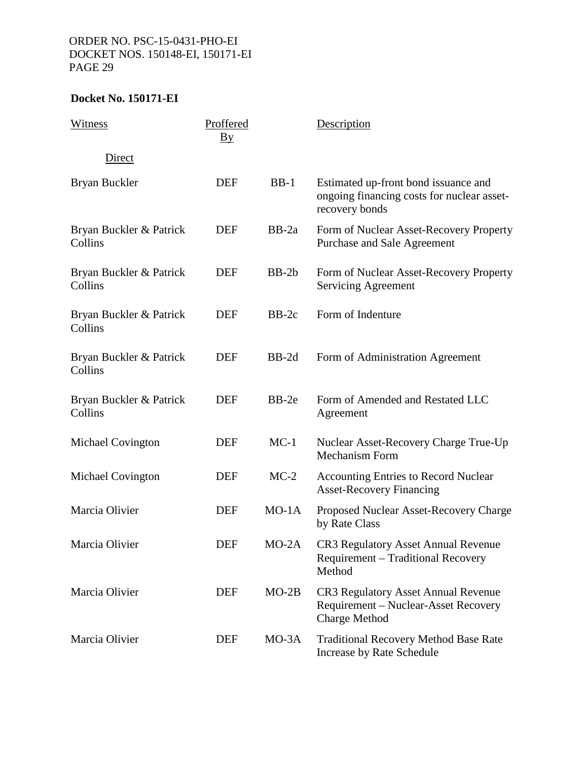**Docket No. 150171-EI**

| Witness | Proffered By | | Description |
|---|---|---|---|
| Direct | | | |
| Bryan Buckler | DEF | BB-1 | Estimated up-front bond issuance and ongoing financing costs for nuclear asset-recovery bonds |
| Bryan Buckler & Patrick Collins | DEF | BB-2a | Form of Nuclear Asset-Recovery Property Purchase and Sale Agreement |
| Bryan Buckler & Patrick Collins | DEF | BB-2b | Form of Nuclear Asset-Recovery Property Servicing Agreement |
| Bryan Buckler & Patrick Collins | DEF | BB-2c | Form of Indenture |
| Bryan Buckler & Patrick Collins | DEF | BB-2d | Form of Administration Agreement |
| Bryan Buckler & Patrick Collins | DEF | BB-2e | Form of Amended and Restated LLC Agreement |
| Michael Covington | DEF | MC-1 | Nuclear Asset-Recovery Charge True-Up Mechanism Form |
| Michael Covington | DEF | MC-2 | Accounting Entries to Record Nuclear Asset-Recovery Financing |
| Marcia Olivier | DEF | MO-1A | Proposed Nuclear Asset-Recovery Charge by Rate Class |
| Marcia Olivier | DEF | MO-2A | CR3 Regulatory Asset Annual Revenue Requirement – Traditional Recovery Method |
| Marcia Olivier | DEF | MO-2B | CR3 Regulatory Asset Annual Revenue Requirement – Nuclear-Asset Recovery Charge Method |
| Marcia Olivier | DEF | MO-3A | Traditional Recovery Method Base Rate Increase by Rate Schedule |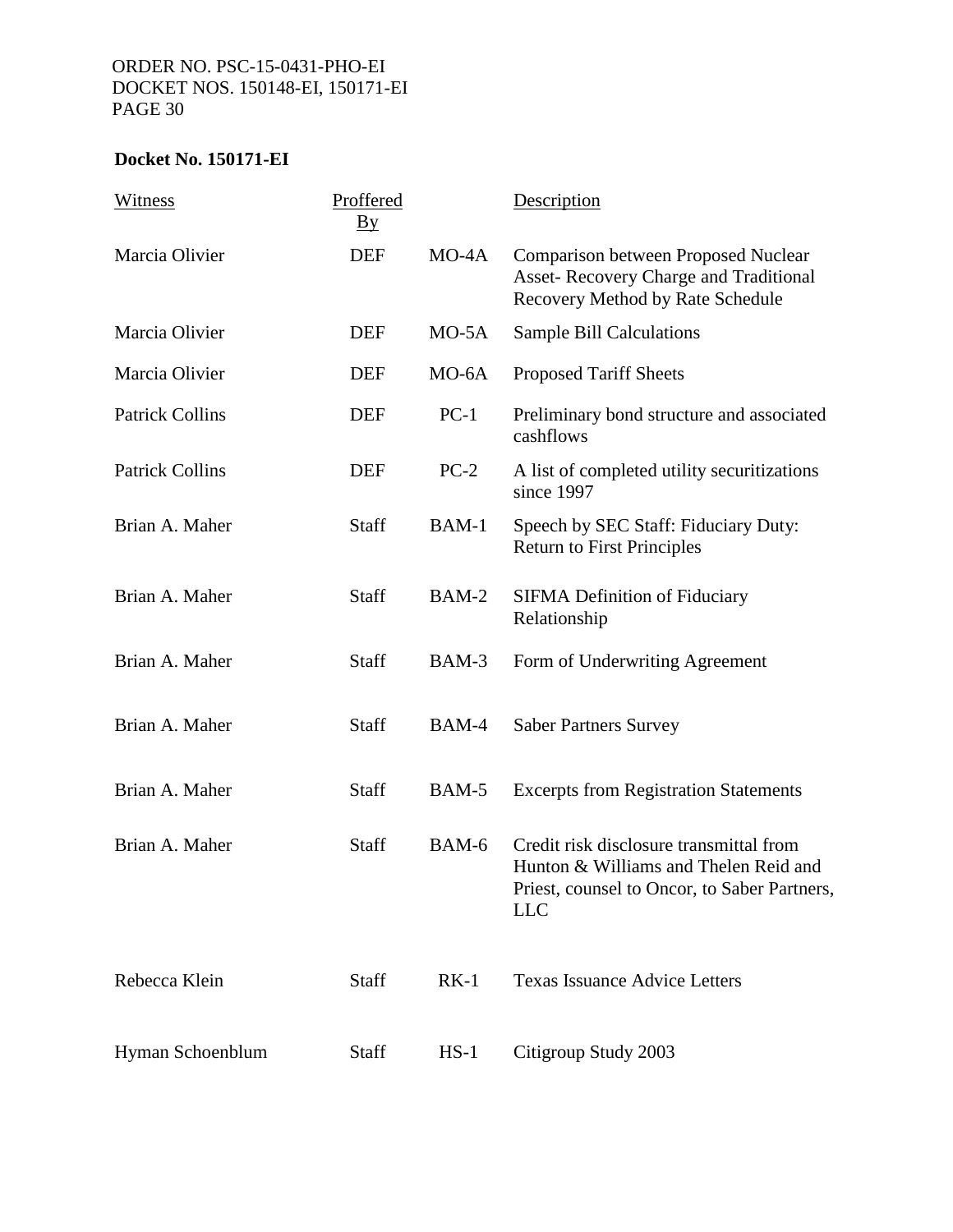**Docket No. 150171-EI**

| Witness | Proffered By | | Description |
|---|---|---|---|
| Marcia Olivier | DEF | MO-4A | Comparison between Proposed Nuclear Asset- Recovery Charge and Traditional Recovery Method by Rate Schedule |
| Marcia Olivier | DEF | MO-5A | Sample Bill Calculations |
| Marcia Olivier | DEF | MO-6A | Proposed Tariff Sheets |
| Patrick Collins | DEF | PC-1 | Preliminary bond structure and associated cashflows |
| Patrick Collins | DEF | PC-2 | A list of completed utility securitizations since 1997 |
| Brian A. Maher | Staff | BAM-1 | Speech by SEC Staff: Fiduciary Duty: Return to First Principles |
| Brian A. Maher | Staff | BAM-2 | SIFMA Definition of Fiduciary Relationship |
| Brian A. Maher | Staff | BAM-3 | Form of Underwriting Agreement |
| Brian A. Maher | Staff | BAM-4 | Saber Partners Survey |
| Brian A. Maher | Staff | BAM-5 | Excerpts from Registration Statements |
| Brian A. Maher | Staff | BAM-6 | Credit risk disclosure transmittal from Hunton & Williams and Thelen Reid and Priest, counsel to Oncor, to Saber Partners, LLC |
| Rebecca Klein | Staff | RK-1 | Texas Issuance Advice Letters |
| Hyman Schoenblum | Staff | HS-1 | Citigroup Study 2003 |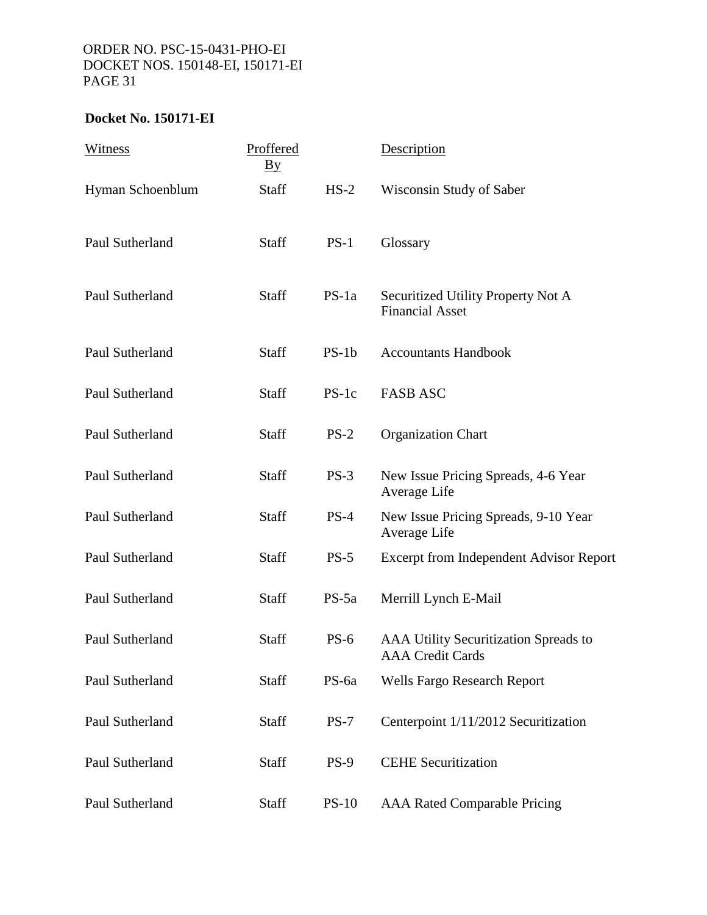**Docket No. 150171-EI**

| Witness | Proffered By | | Description |
|---|---|---|---|
| Hyman Schoenblum | Staff | HS-2 | Wisconsin Study of Saber |
| Paul Sutherland | Staff | PS-1 | Glossary |
| Paul Sutherland | Staff | PS-1a | Securitized Utility Property Not A Financial Asset |
| Paul Sutherland | Staff | PS-1b | Accountants Handbook |
| Paul Sutherland | Staff | PS-1c | FASB ASC |
| Paul Sutherland | Staff | PS-2 | Organization Chart |
| Paul Sutherland | Staff | PS-3 | New Issue Pricing Spreads, 4-6 Year Average Life |
| Paul Sutherland | Staff | PS-4 | New Issue Pricing Spreads, 9-10 Year Average Life |
| Paul Sutherland | Staff | PS-5 | Excerpt from Independent Advisor Report |
| Paul Sutherland | Staff | PS-5a | Merrill Lynch E-Mail |
| Paul Sutherland | Staff | PS-6 | AAA Utility Securitization Spreads to AAA Credit Cards |
| Paul Sutherland | Staff | PS-6a | Wells Fargo Research Report |
| Paul Sutherland | Staff | PS-7 | Centerpoint 1/11/2012 Securitization |
| Paul Sutherland | Staff | PS-9 | CEHE Securitization |
| Paul Sutherland | Staff | PS-10 | AAA Rated Comparable Pricing |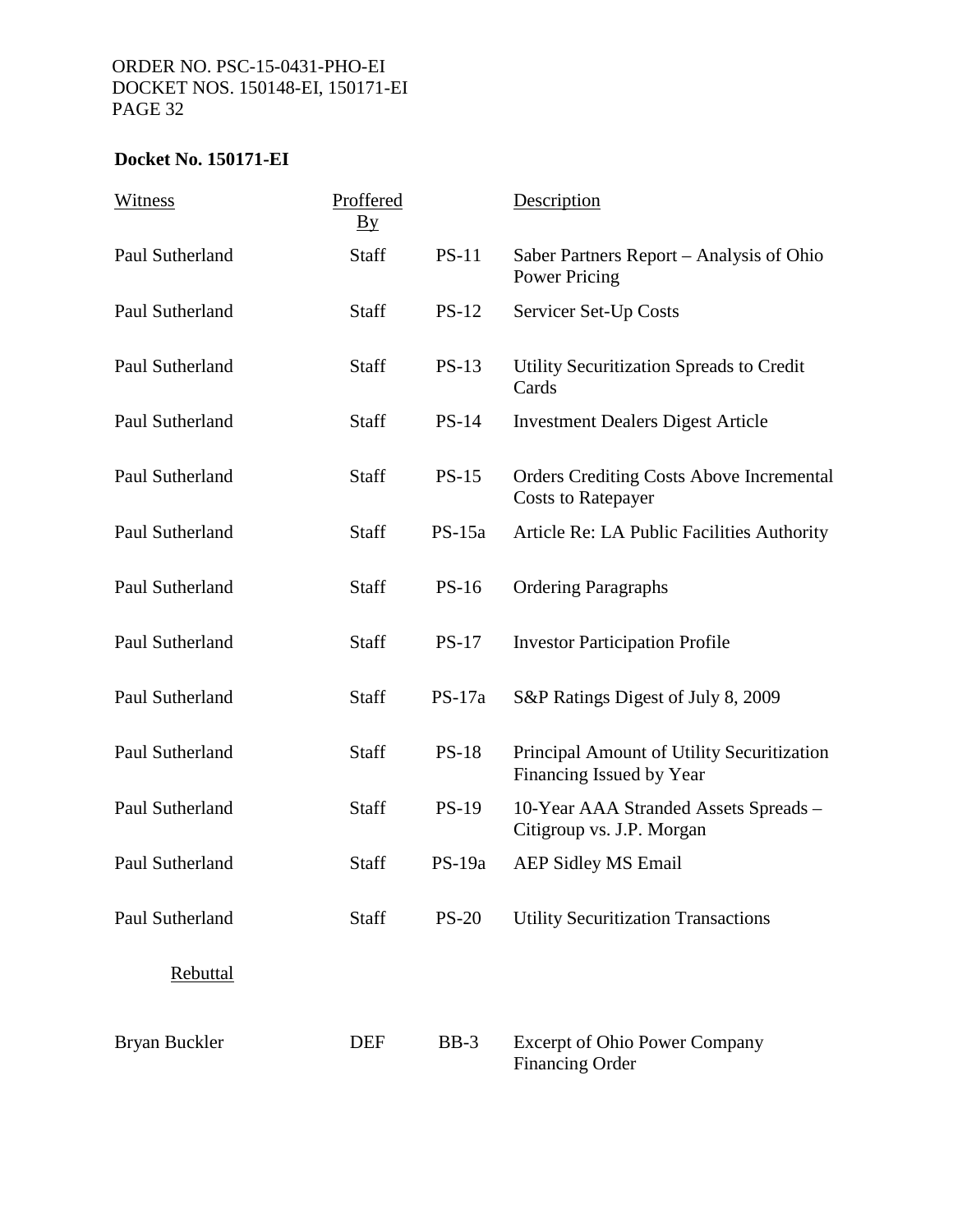**Docket No. 150171-EI**

| Witness | Proffered By | | Description |
|---|---|---|---|
| Paul Sutherland | Staff | PS-11 | Saber Partners Report – Analysis of Ohio Power Pricing |
| Paul Sutherland | Staff | PS-12 | Servicer Set-Up Costs |
| Paul Sutherland | Staff | PS-13 | Utility Securitization Spreads to Credit Cards |
| Paul Sutherland | Staff | PS-14 | Investment Dealers Digest Article |
| Paul Sutherland | Staff | PS-15 | Orders Crediting Costs Above Incremental Costs to Ratepayer |
| Paul Sutherland | Staff | PS-15a | Article Re: LA Public Facilities Authority |
| Paul Sutherland | Staff | PS-16 | Ordering Paragraphs |
| Paul Sutherland | Staff | PS-17 | Investor Participation Profile |
| Paul Sutherland | Staff | PS-17a | S&P Ratings Digest of July 8, 2009 |
| Paul Sutherland | Staff | PS-18 | Principal Amount of Utility Securitization Financing Issued by Year |
| Paul Sutherland | Staff | PS-19 | 10-Year AAA Stranded Assets Spreads – Citigroup vs. J.P. Morgan |
| Paul Sutherland | Staff | PS-19a | AEP Sidley MS Email |
| Paul Sutherland | Staff | PS-20 | Utility Securitization Transactions |
| Rebuttal | | | |
| Bryan Buckler | DEF | BB-3 | Excerpt of Ohio Power Company Financing Order |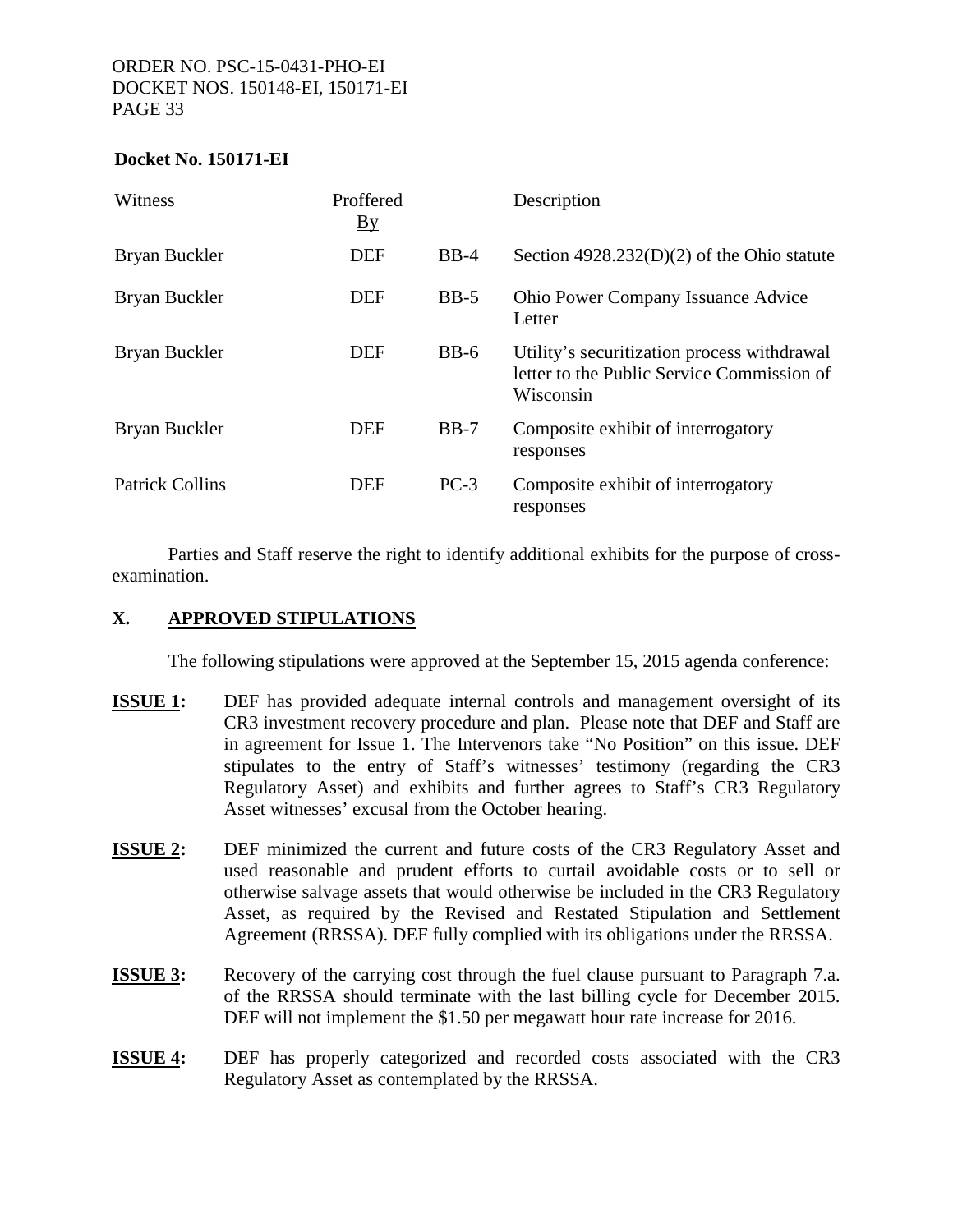**Docket No. 150171-EI**

| Witness | Proffered By | | Description |
|---|---|---|---|
| Bryan Buckler | DEF | BB-4 | Section 4928.232(D)(2) of the Ohio statute |
| Bryan Buckler | DEF | BB-5 | Ohio Power Company Issuance Advice Letter |
| Bryan Buckler | DEF | BB-6 | Utility's securitization process withdrawal letter to the Public Service Commission of Wisconsin |
| Bryan Buckler | DEF | BB-7 | Composite exhibit of interrogatory responses |
| Patrick Collins | DEF | PC-3 | Composite exhibit of interrogatory responses |

Parties and Staff reserve the right to identify additional exhibits for the purpose of cross-examination.

## X. APPROVED STIPULATIONS

The following stipulations were approved at the September 15, 2015 agenda conference:

**ISSUE 1:** DEF has provided adequate internal controls and management oversight of its CR3 investment recovery procedure and plan. Please note that DEF and Staff are in agreement for Issue 1. The Intervenors take "No Position" on this issue. DEF stipulates to the entry of Staff's witnesses' testimony (regarding the CR3 Regulatory Asset) and exhibits and further agrees to Staff's CR3 Regulatory Asset witnesses' excusal from the October hearing.

**ISSUE 2:** DEF minimized the current and future costs of the CR3 Regulatory Asset and used reasonable and prudent efforts to curtail avoidable costs or to sell or otherwise salvage assets that would otherwise be included in the CR3 Regulatory Asset, as required by the Revised and Restated Stipulation and Settlement Agreement (RRSSA). DEF fully complied with its obligations under the RRSSA.

**ISSUE 3:** Recovery of the carrying cost through the fuel clause pursuant to Paragraph 7.a. of the RRSSA should terminate with the last billing cycle for December 2015. DEF will not implement the $1.50 per megawatt hour rate increase for 2016.

**ISSUE 4:** DEF has properly categorized and recorded costs associated with the CR3 Regulatory Asset as contemplated by the RRSSA.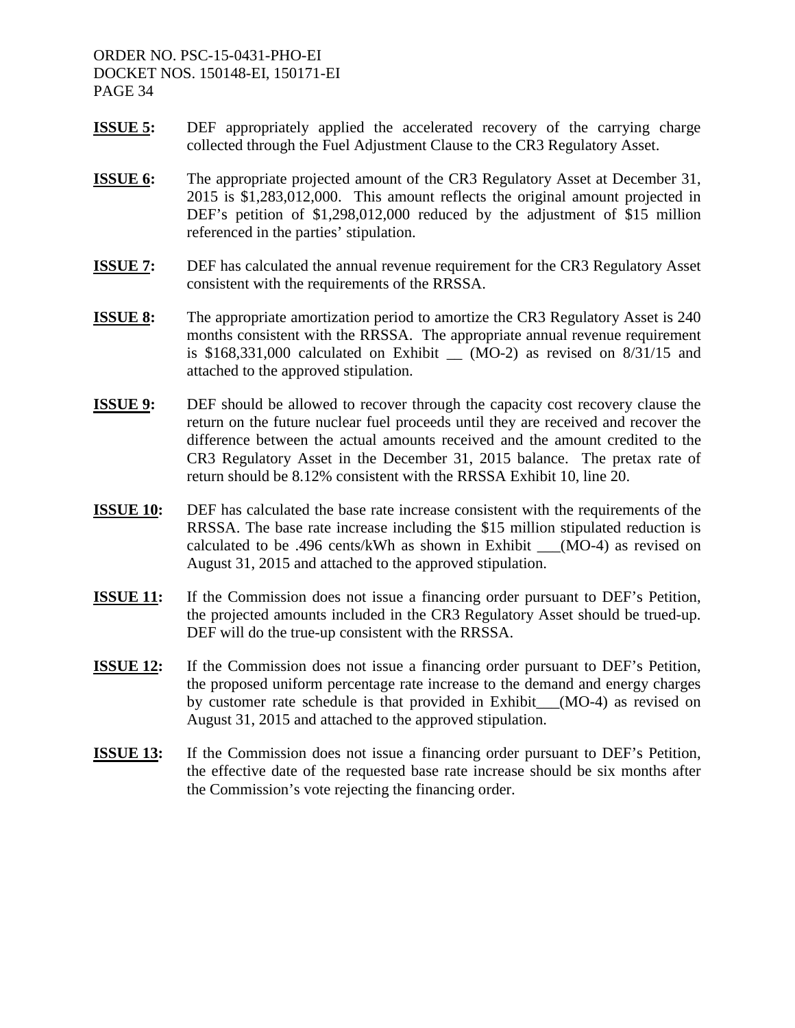**ISSUE 5:** DEF appropriately applied the accelerated recovery of the carrying charge collected through the Fuel Adjustment Clause to the CR3 Regulatory Asset.

**ISSUE 6:** The appropriate projected amount of the CR3 Regulatory Asset at December 31, 2015 is $1,283,012,000. This amount reflects the original amount projected in DEF's petition of $1,298,012,000 reduced by the adjustment of $15 million referenced in the parties' stipulation.

**ISSUE 7:** DEF has calculated the annual revenue requirement for the CR3 Regulatory Asset consistent with the requirements of the RRSSA.

**ISSUE 8:** The appropriate amortization period to amortize the CR3 Regulatory Asset is 240 months consistent with the RRSSA. The appropriate annual revenue requirement is $168,331,000 calculated on Exhibit __ (MO-2) as revised on 8/31/15 and attached to the approved stipulation.

**ISSUE 9:** DEF should be allowed to recover through the capacity cost recovery clause the return on the future nuclear fuel proceeds until they are received and recover the difference between the actual amounts received and the amount credited to the CR3 Regulatory Asset in the December 31, 2015 balance. The pretax rate of return should be 8.12% consistent with the RRSSA Exhibit 10, line 20.

**ISSUE 10:** DEF has calculated the base rate increase consistent with the requirements of the RRSSA. The base rate increase including the $15 million stipulated reduction is calculated to be .496 cents/kWh as shown in Exhibit ___(MO-4) as revised on August 31, 2015 and attached to the approved stipulation.

**ISSUE 11:** If the Commission does not issue a financing order pursuant to DEF's Petition, the projected amounts included in the CR3 Regulatory Asset should be trued-up. DEF will do the true-up consistent with the RRSSA.

**ISSUE 12:** If the Commission does not issue a financing order pursuant to DEF's Petition, the proposed uniform percentage rate increase to the demand and energy charges by customer rate schedule is that provided in Exhibit___(MO-4) as revised on August 31, 2015 and attached to the approved stipulation.

**ISSUE 13:** If the Commission does not issue a financing order pursuant to DEF's Petition, the effective date of the requested base rate increase should be six months after the Commission's vote rejecting the financing order.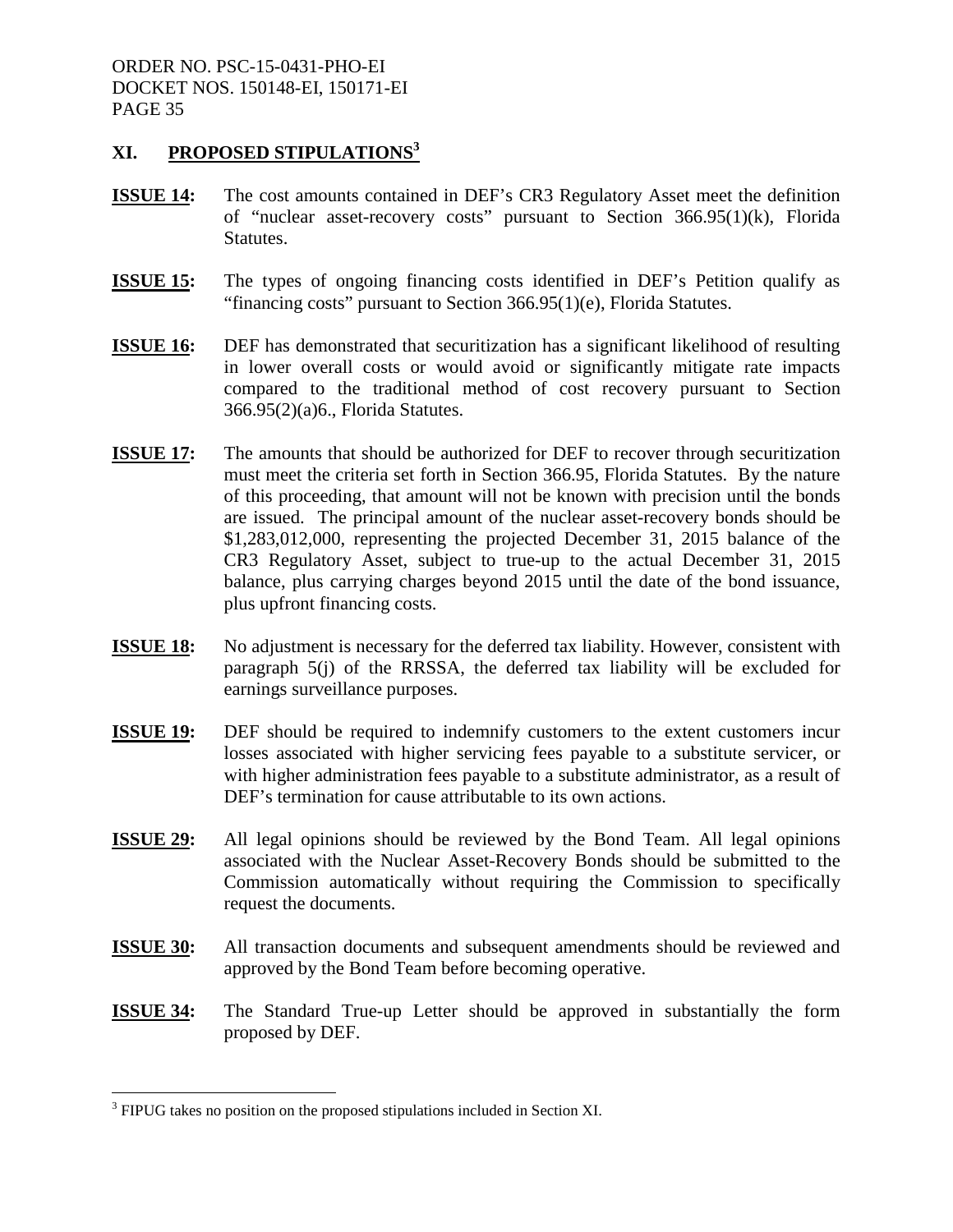## XI. PROPOSED STIPULATIONS[3]

**ISSUE 14:** The cost amounts contained in DEF's CR3 Regulatory Asset meet the definition of "nuclear asset-recovery costs" pursuant to Section 366.95(1)(k), Florida Statutes.

**ISSUE 15:** The types of ongoing financing costs identified in DEF's Petition qualify as "financing costs" pursuant to Section 366.95(1)(e), Florida Statutes.

**ISSUE 16:** DEF has demonstrated that securitization has a significant likelihood of resulting in lower overall costs or would avoid or significantly mitigate rate impacts compared to the traditional method of cost recovery pursuant to Section 366.95(2)(a)6., Florida Statutes.

**ISSUE 17:** The amounts that should be authorized for DEF to recover through securitization must meet the criteria set forth in Section 366.95, Florida Statutes. By the nature of this proceeding, that amount will not be known with precision until the bonds are issued. The principal amount of the nuclear asset-recovery bonds should be $1,283,012,000, representing the projected December 31, 2015 balance of the CR3 Regulatory Asset, subject to true-up to the actual December 31, 2015 balance, plus carrying charges beyond 2015 until the date of the bond issuance, plus upfront financing costs.

**ISSUE 18:** No adjustment is necessary for the deferred tax liability. However, consistent with paragraph 5(j) of the RRSSA, the deferred tax liability will be excluded for earnings surveillance purposes.

**ISSUE 19:** DEF should be required to indemnify customers to the extent customers incur losses associated with higher servicing fees payable to a substitute servicer, or with higher administration fees payable to a substitute administrator, as a result of DEF's termination for cause attributable to its own actions.

**ISSUE 29:** All legal opinions should be reviewed by the Bond Team. All legal opinions associated with the Nuclear Asset-Recovery Bonds should be submitted to the Commission automatically without requiring the Commission to specifically request the documents.

**ISSUE 30:** All transaction documents and subsequent amendments should be reviewed and approved by the Bond Team before becoming operative.

**ISSUE 34:** The Standard True-up Letter should be approved in substantially the form proposed by DEF.

---

[3] FIPUG takes no position on the proposed stipulations included in Section XI.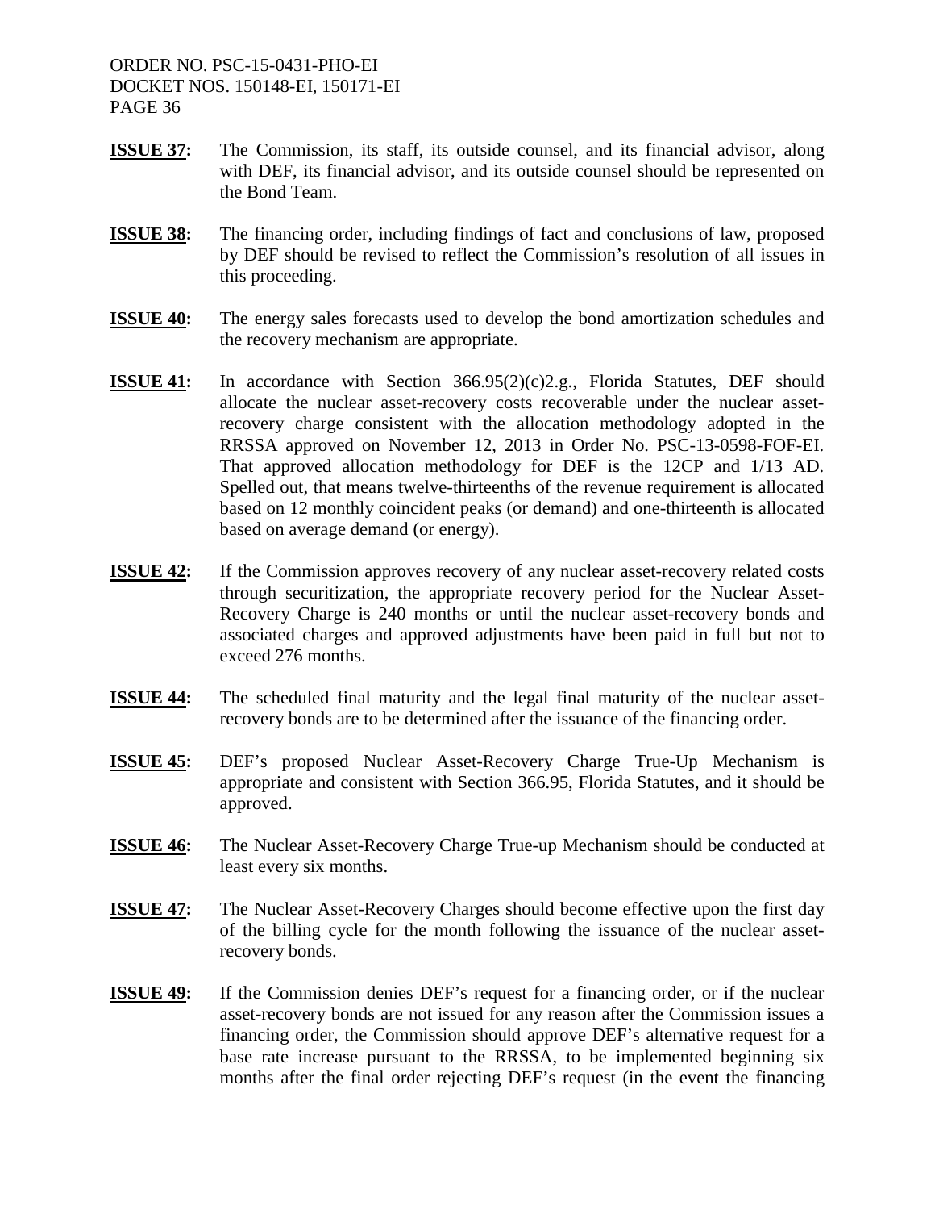**ISSUE 37:** The Commission, its staff, its outside counsel, and its financial advisor, along with DEF, its financial advisor, and its outside counsel should be represented on the Bond Team.

**ISSUE 38:** The financing order, including findings of fact and conclusions of law, proposed by DEF should be revised to reflect the Commission's resolution of all issues in this proceeding.

**ISSUE 40:** The energy sales forecasts used to develop the bond amortization schedules and the recovery mechanism are appropriate.

**ISSUE 41:** In accordance with Section 366.95(2)(c)2.g., Florida Statutes, DEF should allocate the nuclear asset-recovery costs recoverable under the nuclear asset-recovery charge consistent with the allocation methodology adopted in the RRSSA approved on November 12, 2013 in Order No. PSC-13-0598-FOF-EI. That approved allocation methodology for DEF is the 12CP and 1/13 AD. Spelled out, that means twelve-thirteenths of the revenue requirement is allocated based on 12 monthly coincident peaks (or demand) and one-thirteenth is allocated based on average demand (or energy).

**ISSUE 42:** If the Commission approves recovery of any nuclear asset-recovery related costs through securitization, the appropriate recovery period for the Nuclear Asset-Recovery Charge is 240 months or until the nuclear asset-recovery bonds and associated charges and approved adjustments have been paid in full but not to exceed 276 months.

**ISSUE 44:** The scheduled final maturity and the legal final maturity of the nuclear asset-recovery bonds are to be determined after the issuance of the financing order.

**ISSUE 45:** DEF's proposed Nuclear Asset-Recovery Charge True-Up Mechanism is appropriate and consistent with Section 366.95, Florida Statutes, and it should be approved.

**ISSUE 46:** The Nuclear Asset-Recovery Charge True-up Mechanism should be conducted at least every six months.

**ISSUE 47:** The Nuclear Asset-Recovery Charges should become effective upon the first day of the billing cycle for the month following the issuance of the nuclear asset-recovery bonds.

**ISSUE 49:** If the Commission denies DEF's request for a financing order, or if the nuclear asset-recovery bonds are not issued for any reason after the Commission issues a financing order, the Commission should approve DEF's alternative request for a base rate increase pursuant to the RRSSA, to be implemented beginning six months after the final order rejecting DEF's request (in the event the financing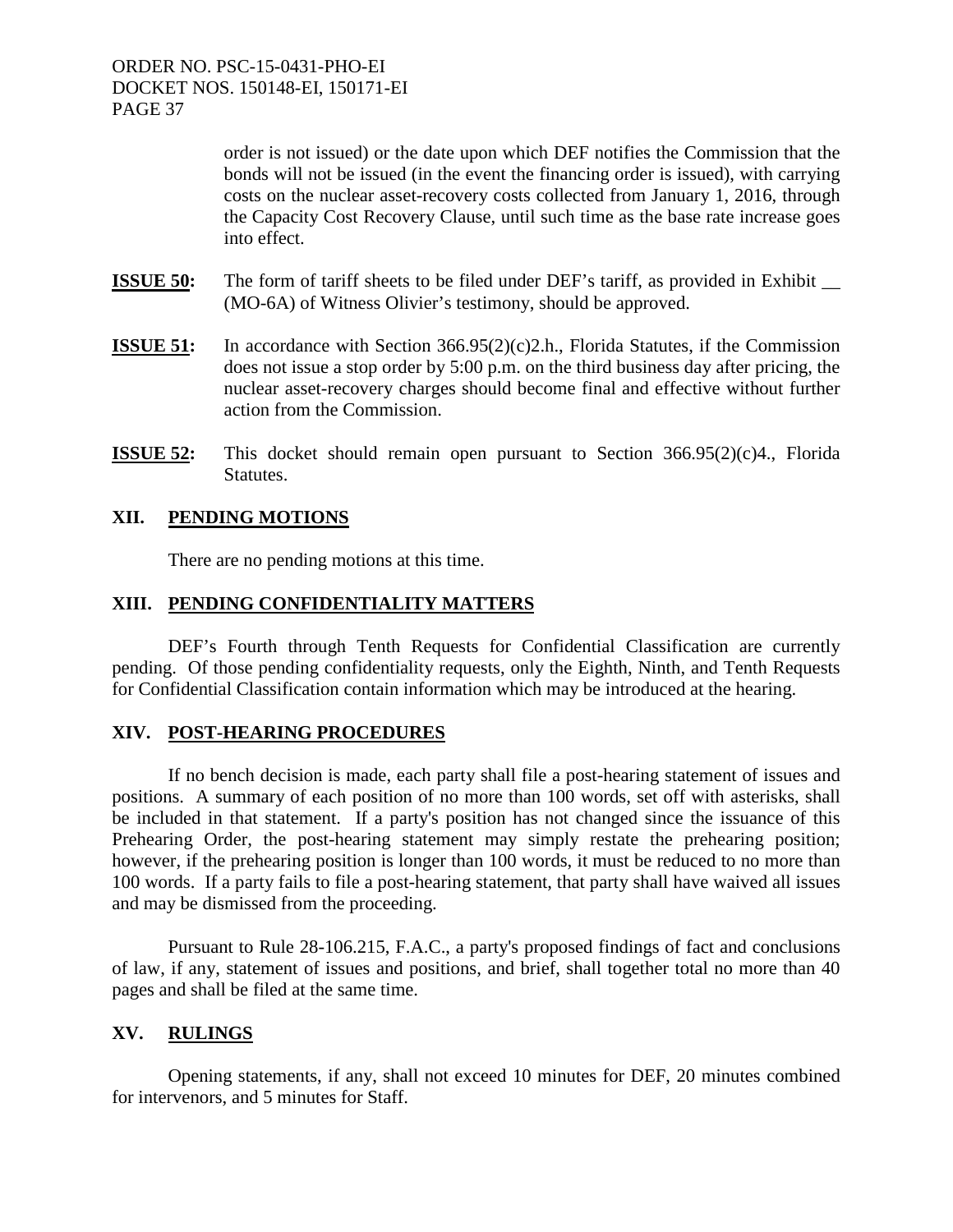order is not issued) or the date upon which DEF notifies the Commission that the bonds will not be issued (in the event the financing order is issued), with carrying costs on the nuclear asset-recovery costs collected from January 1, 2016, through the Capacity Cost Recovery Clause, until such time as the base rate increase goes into effect.

**ISSUE 50:** The form of tariff sheets to be filed under DEF's tariff, as provided in Exhibit __ (MO-6A) of Witness Olivier's testimony, should be approved.

**ISSUE 51:** In accordance with Section 366.95(2)(c)2.h., Florida Statutes, if the Commission does not issue a stop order by 5:00 p.m. on the third business day after pricing, the nuclear asset-recovery charges should become final and effective without further action from the Commission.

**ISSUE 52:** This docket should remain open pursuant to Section 366.95(2)(c)4., Florida Statutes.

## XII. PENDING MOTIONS

There are no pending motions at this time.

## XIII. PENDING CONFIDENTIALITY MATTERS

DEF's Fourth through Tenth Requests for Confidential Classification are currently pending. Of those pending confidentiality requests, only the Eighth, Ninth, and Tenth Requests for Confidential Classification contain information which may be introduced at the hearing.

## XIV. POST-HEARING PROCEDURES

If no bench decision is made, each party shall file a post-hearing statement of issues and positions. A summary of each position of no more than 100 words, set off with asterisks, shall be included in that statement. If a party's position has not changed since the issuance of this Prehearing Order, the post-hearing statement may simply restate the prehearing position; however, if the prehearing position is longer than 100 words, it must be reduced to no more than 100 words. If a party fails to file a post-hearing statement, that party shall have waived all issues and may be dismissed from the proceeding.

Pursuant to Rule 28-106.215, F.A.C., a party's proposed findings of fact and conclusions of law, if any, statement of issues and positions, and brief, shall together total no more than 40 pages and shall be filed at the same time.

## XV. RULINGS

Opening statements, if any, shall not exceed 10 minutes for DEF, 20 minutes combined for intervenors, and 5 minutes for Staff.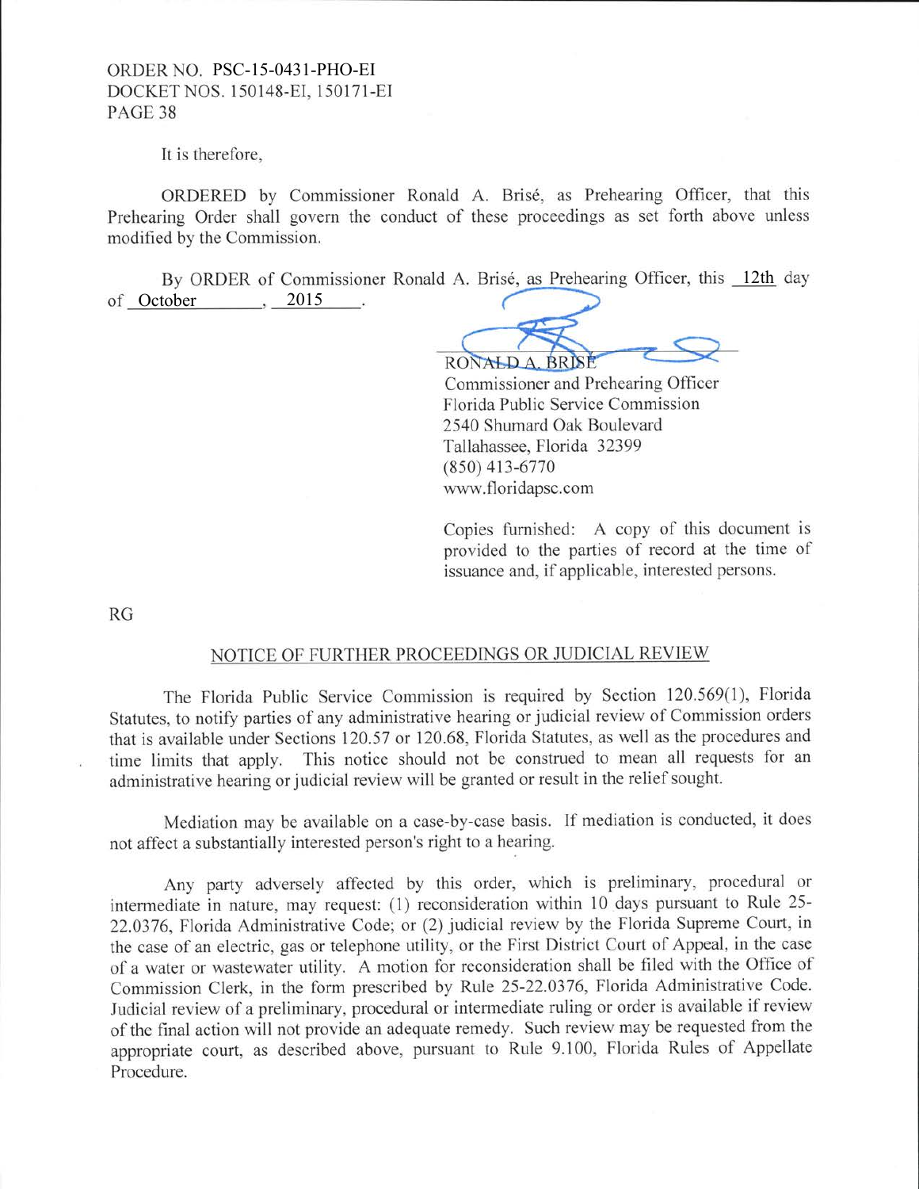ORDER NO. PSC-15-0431-PHO-EI
DOCKET NOS. 150148-EI, 150171-EI
PAGE 38

It is therefore,

ORDERED by Commissioner Ronald A. Brisé, as Prehearing Officer, that this Prehearing Order shall govern the conduct of these proceedings as set forth above unless modified by the Commission.

By ORDER of Commissioner Ronald A. Brisé, as Prehearing Officer, this 12th day of October, 2015.

RONALD A. BRISÉ
Commissioner and Prehearing Officer
Florida Public Service Commission
2540 Shumard Oak Boulevard
Tallahassee, Florida 32399
(850) 413-6770
www.floridapsc.com

Copies furnished: A copy of this document is provided to the parties of record at the time of issuance and, if applicable, interested persons.

RG

## NOTICE OF FURTHER PROCEEDINGS OR JUDICIAL REVIEW

The Florida Public Service Commission is required by Section 120.569(1), Florida Statutes, to notify parties of any administrative hearing or judicial review of Commission orders that is available under Sections 120.57 or 120.68, Florida Statutes, as well as the procedures and time limits that apply. This notice should not be construed to mean all requests for an administrative hearing or judicial review will be granted or result in the relief sought.

Mediation may be available on a case-by-case basis. If mediation is conducted, it does not affect a substantially interested person's right to a hearing.

Any party adversely affected by this order, which is preliminary, procedural or intermediate in nature, may request: (1) reconsideration within 10 days pursuant to Rule 25-22.0376, Florida Administrative Code; or (2) judicial review by the Florida Supreme Court, in the case of an electric, gas or telephone utility, or the First District Court of Appeal, in the case of a water or wastewater utility. A motion for reconsideration shall be filed with the Office of Commission Clerk, in the form prescribed by Rule 25-22.0376, Florida Administrative Code. Judicial review of a preliminary, procedural or intermediate ruling or order is available if review of the final action will not provide an adequate remedy. Such review may be requested from the appropriate court, as described above, pursuant to Rule 9.100, Florida Rules of Appellate Procedure.